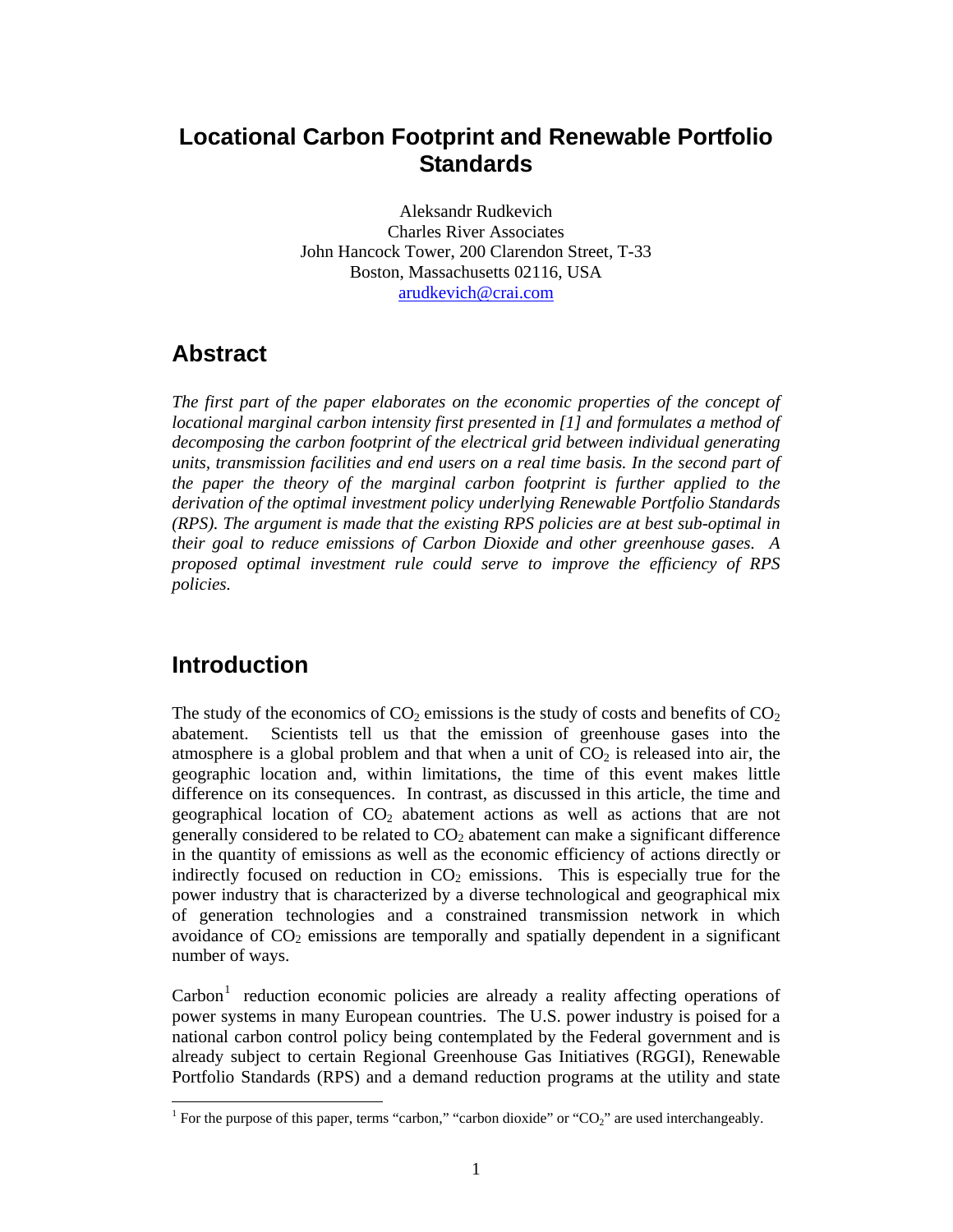# Locational Carbon Footprint and Renewable Portfolio Standards

Aleksandr Rudkevich  
Charles River Associates  
John Hancock Tower, 200 Clarendon Street, T-33  
Boston, Massachusetts 02116, USA  
arudkevich@crai.com

## Abstract

*The first part of the paper elaborates on the economic properties of the concept of locational marginal carbon intensity first presented in [1] and formulates a method of decomposing the carbon footprint of the electrical grid between individual generating units, transmission facilities and end users on a real time basis. In the second part of the paper the theory of the marginal carbon footprint is further applied to the derivation of the optimal investment policy underlying Renewable Portfolio Standards (RPS). The argument is made that the existing RPS policies are at best sub-optimal in their goal to reduce emissions of Carbon Dioxide and other greenhouse gases. A proposed optimal investment rule could serve to improve the efficiency of RPS policies.*

## Introduction

The study of the economics of $CO_2$ emissions is the study of costs and benefits of $CO_2$ abatement. Scientists tell us that the emission of greenhouse gases into the atmosphere is a global problem and that when a unit of $CO_2$ is released into air, the geographic location and, within limitations, the time of this event makes little difference on its consequences. In contrast, as discussed in this article, the time and geographical location of $CO_2$ abatement actions as well as actions that are not generally considered to be related to $CO_2$ abatement can make a significant difference in the quantity of emissions as well as the economic efficiency of actions directly or indirectly focused on reduction in $CO_2$ emissions. This is especially true for the power industry that is characterized by a diverse technological and geographical mix of generation technologies and a constrained transmission network in which avoidance of $CO_2$ emissions are temporally and spatially dependent in a significant number of ways.

Carbon[1] reduction economic policies are already a reality affecting operations of power systems in many European countries. The U.S. power industry is poised for a national carbon control policy being contemplated by the Federal government and is already subject to certain Regional Greenhouse Gas Initiatives (RGGI), Renewable Portfolio Standards (RPS) and a demand reduction programs at the utility and state

[1] For the purpose of this paper, terms "carbon," "carbon dioxide" or "$CO_2$" are used interchangeably.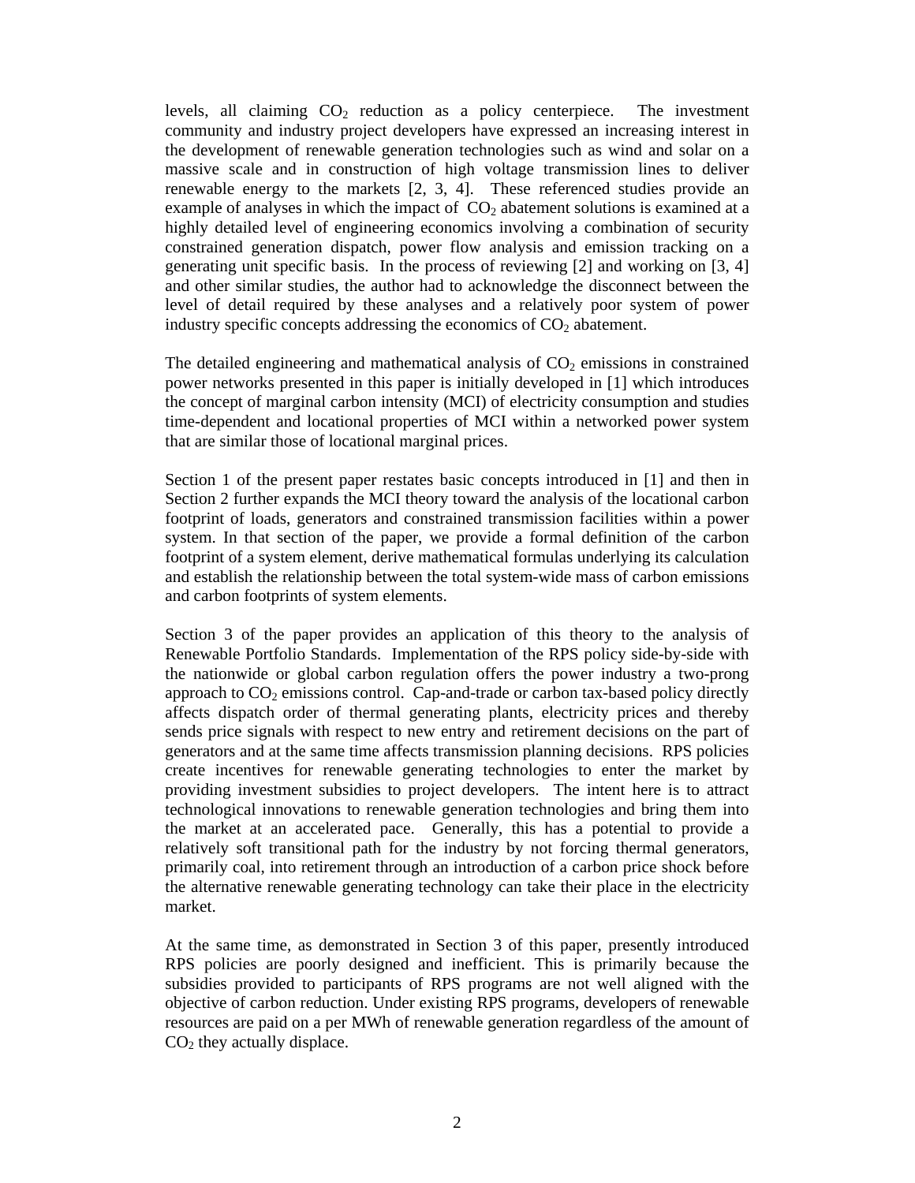levels, all claiming $CO_2$ reduction as a policy centerpiece. The investment community and industry project developers have expressed an increasing interest in the development of renewable generation technologies such as wind and solar on a massive scale and in construction of high voltage transmission lines to deliver renewable energy to the markets [2, 3, 4]. These referenced studies provide an example of analyses in which the impact of $CO_2$ abatement solutions is examined at a highly detailed level of engineering economics involving a combination of security constrained generation dispatch, power flow analysis and emission tracking on a generating unit specific basis. In the process of reviewing [2] and working on [3, 4] and other similar studies, the author had to acknowledge the disconnect between the level of detail required by these analyses and a relatively poor system of power industry specific concepts addressing the economics of $CO_2$ abatement.

The detailed engineering and mathematical analysis of $CO_2$ emissions in constrained power networks presented in this paper is initially developed in [1] which introduces the concept of marginal carbon intensity (MCI) of electricity consumption and studies time-dependent and locational properties of MCI within a networked power system that are similar those of locational marginal prices.

Section 1 of the present paper restates basic concepts introduced in [1] and then in Section 2 further expands the MCI theory toward the analysis of the locational carbon footprint of loads, generators and constrained transmission facilities within a power system. In that section of the paper, we provide a formal definition of the carbon footprint of a system element, derive mathematical formulas underlying its calculation and establish the relationship between the total system-wide mass of carbon emissions and carbon footprints of system elements.

Section 3 of the paper provides an application of this theory to the analysis of Renewable Portfolio Standards. Implementation of the RPS policy side-by-side with the nationwide or global carbon regulation offers the power industry a two-prong approach to $CO_2$ emissions control. Cap-and-trade or carbon tax-based policy directly affects dispatch order of thermal generating plants, electricity prices and thereby sends price signals with respect to new entry and retirement decisions on the part of generators and at the same time affects transmission planning decisions. RPS policies create incentives for renewable generating technologies to enter the market by providing investment subsidies to project developers. The intent here is to attract technological innovations to renewable generation technologies and bring them into the market at an accelerated pace. Generally, this has a potential to provide a relatively soft transitional path for the industry by not forcing thermal generators, primarily coal, into retirement through an introduction of a carbon price shock before the alternative renewable generating technology can take their place in the electricity market.

At the same time, as demonstrated in Section 3 of this paper, presently introduced RPS policies are poorly designed and inefficient. This is primarily because the subsidies provided to participants of RPS programs are not well aligned with the objective of carbon reduction. Under existing RPS programs, developers of renewable resources are paid on a per MWh of renewable generation regardless of the amount of $CO_2$ they actually displace.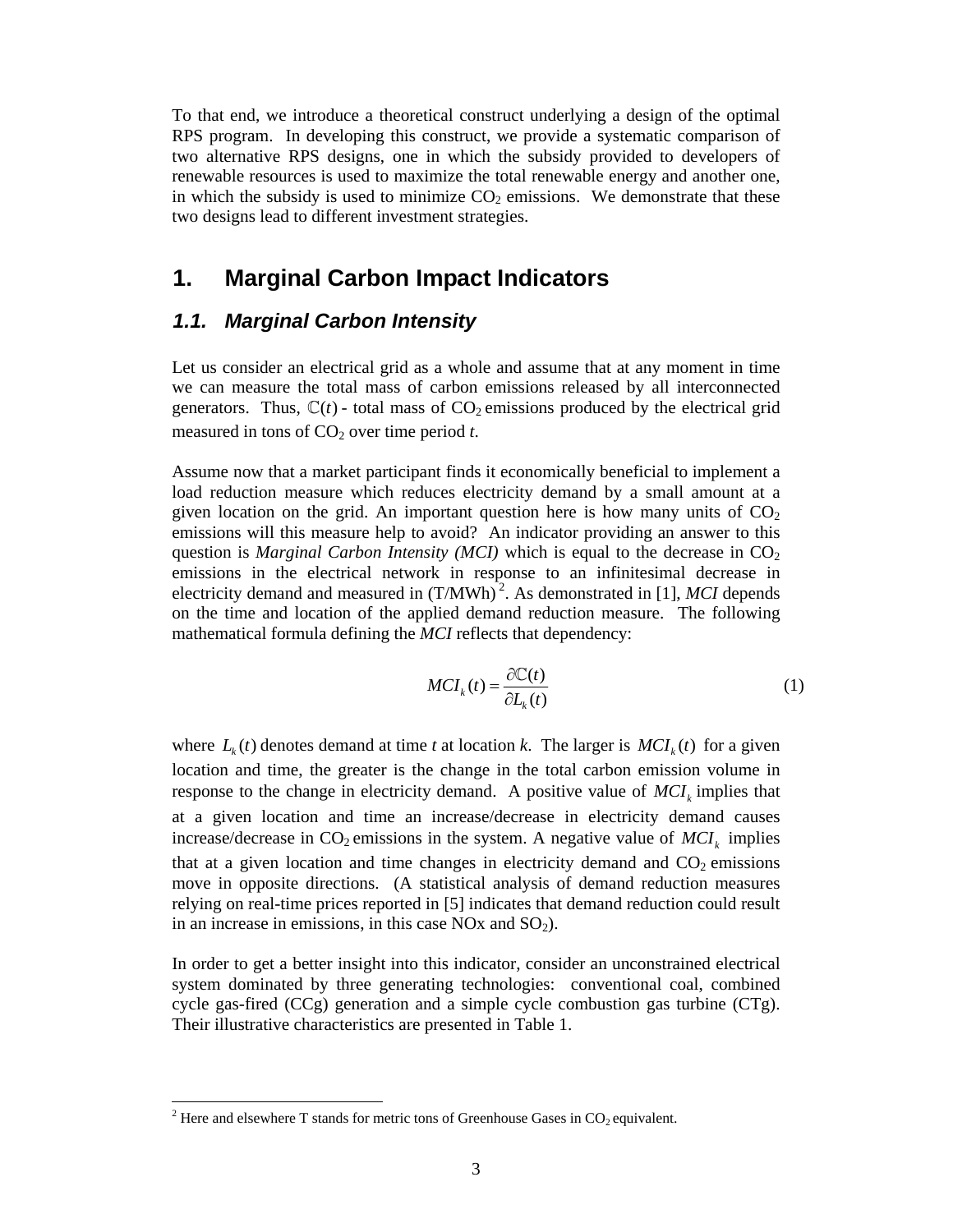To that end, we introduce a theoretical construct underlying a design of the optimal RPS program. In developing this construct, we provide a systematic comparison of two alternative RPS designs, one in which the subsidy provided to developers of renewable resources is used to maximize the total renewable energy and another one, in which the subsidy is used to minimize $CO_2$ emissions. We demonstrate that these two designs lead to different investment strategies.

# 1. Marginal Carbon Impact Indicators

## *1.1. Marginal Carbon Intensity*

Let us consider an electrical grid as a whole and assume that at any moment in time we can measure the total mass of carbon emissions released by all interconnected generators. Thus, $\mathbb{C}(t)$ - total mass of $CO_2$ emissions produced by the electrical grid measured in tons of $CO_2$ over time period *t*.

Assume now that a market participant finds it economically beneficial to implement a load reduction measure which reduces electricity demand by a small amount at a given location on the grid. An important question here is how many units of $CO_2$ emissions will this measure help to avoid? An indicator providing an answer to this question is *Marginal Carbon Intensity (MCI)* which is equal to the decrease in $CO_2$ emissions in the electrical network in response to an infinitesimal decrease in electricity demand and measured in (T/MWh) [2]. As demonstrated in [1], *MCI* depends on the time and location of the applied demand reduction measure. The following mathematical formula defining the *MCI* reflects that dependency:

$$MCI_k(t) = \frac{\partial \mathbb{C}(t)}{\partial L_k(t)} \tag{1}$$

where $L_k(t)$ denotes demand at time *t* at location *k*. The larger is $MCI_k(t)$ for a given location and time, the greater is the change in the total carbon emission volume in response to the change in electricity demand. A positive value of $MCI_k$ implies that at a given location and time an increase/decrease in electricity demand causes increase/decrease in $CO_2$ emissions in the system. A negative value of $MCI_k$ implies that at a given location and time changes in electricity demand and $CO_2$ emissions move in opposite directions. (A statistical analysis of demand reduction measures relying on real-time prices reported in [5] indicates that demand reduction could result in an increase in emissions, in this case NOx and $SO_2$).

In order to get a better insight into this indicator, consider an unconstrained electrical system dominated by three generating technologies: conventional coal, combined cycle gas-fired (CCg) generation and a simple cycle combustion gas turbine (CTg). Their illustrative characteristics are presented in Table 1.

[2] Here and elsewhere T stands for metric tons of Greenhouse Gases in $CO_2$ equivalent.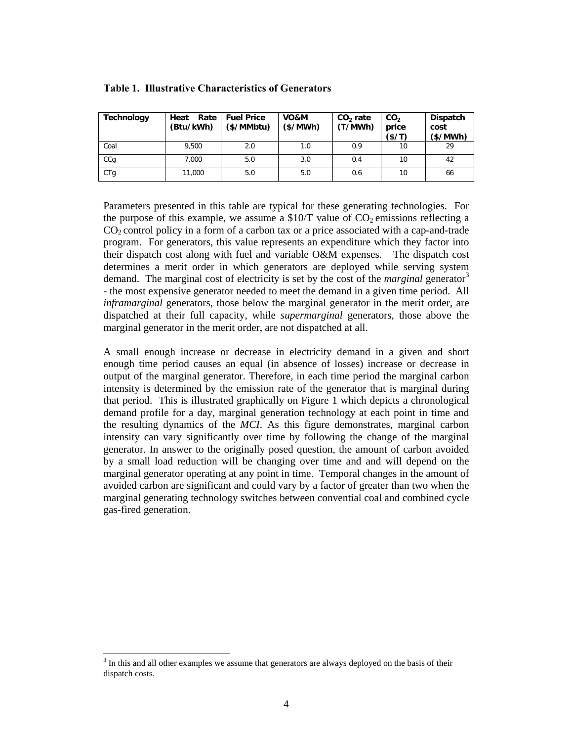**Table 1. Illustrative Characteristics of Generators**

| Technology | Heat Rate (Btu/kWh) | Fuel Price ($/MMbtu) | VO&M ($/MWh) | $CO_2$ rate (T/MWh) | $CO_2$ price ($/T) | Dispatch cost ($/MWh) |
|---|---|---|---|---|---|---|
| Coal | 9,500 | 2.0 | 1.0 | 0.9 | 10 | 29 |
| CCg | 7,000 | 5.0 | 3.0 | 0.4 | 10 | 42 |
| CTg | 11,000 | 5.0 | 5.0 | 0.6 | 10 | 66 |

Parameters presented in this table are typical for these generating technologies. For the purpose of this example, we assume a $10/T value of $CO_2$ emissions reflecting a $CO_2$ control policy in a form of a carbon tax or a price associated with a cap-and-trade program. For generators, this value represents an expenditure which they factor into their dispatch cost along with fuel and variable O&M expenses. The dispatch cost determines a merit order in which generators are deployed while serving system demand. The marginal cost of electricity is set by the cost of the *marginal* generator[3] - the most expensive generator needed to meet the demand in a given time period. All *inframarginal* generators, those below the marginal generator in the merit order, are dispatched at their full capacity, while *supermarginal* generators, those above the marginal generator in the merit order, are not dispatched at all.

A small enough increase or decrease in electricity demand in a given and short enough time period causes an equal (in absence of losses) increase or decrease in output of the marginal generator. Therefore, in each time period the marginal carbon intensity is determined by the emission rate of the generator that is marginal during that period. This is illustrated graphically on Figure 1 which depicts a chronological demand profile for a day, marginal generation technology at each point in time and the resulting dynamics of the *MCI*. As this figure demonstrates, marginal carbon intensity can vary significantly over time by following the change of the marginal generator. In answer to the originally posed question, the amount of carbon avoided by a small load reduction will be changing over time and and will depend on the marginal generator operating at any point in time. Temporal changes in the amount of avoided carbon are significant and could vary by a factor of greater than two when the marginal generating technology switches between convential coal and combined cycle gas-fired generation.

[3] In this and all other examples we assume that generators are always deployed on the basis of their dispatch costs.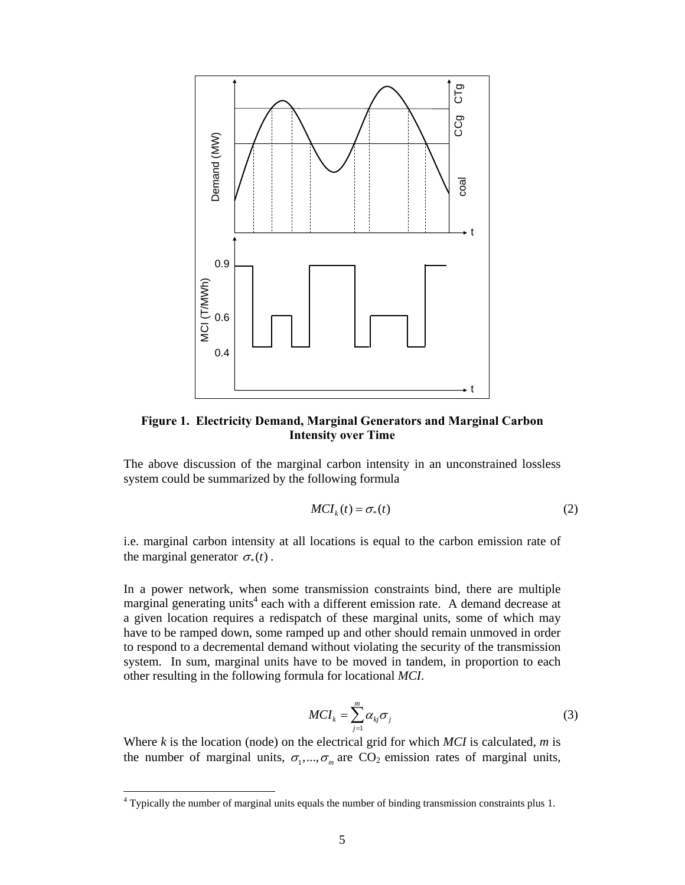**Figure 1. Electricity Demand, Marginal Generators and Marginal Carbon Intensity over Time**

The above discussion of the marginal carbon intensity in an unconstrained lossless system could be summarized by the following formula

$$MCI_k(t) = \sigma_*(t) \tag{2}$$

i.e. marginal carbon intensity at all locations is equal to the carbon emission rate of the marginal generator $\sigma_*(t)$.

In a power network, when some transmission constraints bind, there are multiple marginal generating units[4] each with a different emission rate. A demand decrease at a given location requires a redispatch of these marginal units, some of which may have to be ramped down, some ramped up and other should remain unmoved in order to respond to a decremental demand without violating the security of the transmission system. In sum, marginal units have to be moved in tandem, in proportion to each other resulting in the following formula for locational *MCI*.

$$MCI_k = \sum_{j=1}^{m} \alpha_{kj} \sigma_j \tag{3}$$

Where *k* is the location (node) on the electrical grid for which *MCI* is calculated, *m* is the number of marginal units, $\sigma_1, ..., \sigma_m$ are $CO_2$ emission rates of marginal units,

[4] Typically the number of marginal units equals the number of binding transmission constraints plus 1.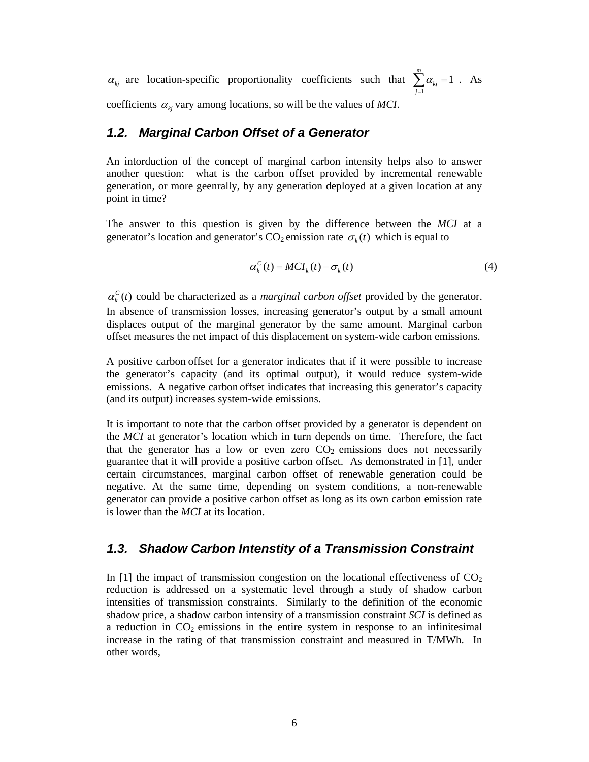$\alpha_{kj}$ are location-specific proportionality coefficients such that $\sum_{j=1}^{m} \alpha_{kj} = 1$ . As coefficients $\alpha_{kj}$ vary among locations, so will be the values of *MCI*.

### *1.2. Marginal Carbon Offset of a Generator*

An intorduction of the concept of marginal carbon intensity helps also to answer another question: what is the carbon offset provided by incremental renewable generation, or more geenrally, by any generation deployed at a given location at any point in time?

The answer to this question is given by the difference between the *MCI* at a generator's location and generator's $CO_2$ emission rate $\sigma_k(t)$ which is equal to

$$\alpha_k^C(t) = MCI_k(t) - \sigma_k(t) \tag{4}$$

$\alpha_k^C(t)$ could be characterized as a *marginal carbon offset* provided by the generator. In absence of transmission losses, increasing generator's output by a small amount displaces output of the marginal generator by the same amount. Marginal carbon offset measures the net impact of this displacement on system-wide carbon emissions.

A positive carbon offset for a generator indicates that if it were possible to increase the generator's capacity (and its optimal output), it would reduce system-wide emissions. A negative carbon offset indicates that increasing this generator's capacity (and its output) increases system-wide emissions.

It is important to note that the carbon offset provided by a generator is dependent on the *MCI* at generator's location which in turn depends on time. Therefore, the fact that the generator has a low or even zero $CO_2$ emissions does not necessarily guarantee that it will provide a positive carbon offset. As demonstrated in [1], under certain circumstances, marginal carbon offset of renewable generation could be negative. At the same time, depending on system conditions, a non-renewable generator can provide a positive carbon offset as long as its own carbon emission rate is lower than the *MCI* at its location.

### *1.3. Shadow Carbon Intenstity of a Transmission Constraint*

In [1] the impact of transmission congestion on the locational effectiveness of $CO_2$ reduction is addressed on a systematic level through a study of shadow carbon intensities of transmission constraints. Similarly to the definition of the economic shadow price, a shadow carbon intensity of a transmission constraint *SCI* is defined as a reduction in $CO_2$ emissions in the entire system in response to an infinitesimal increase in the rating of that transmission constraint and measured in T/MWh. In other words,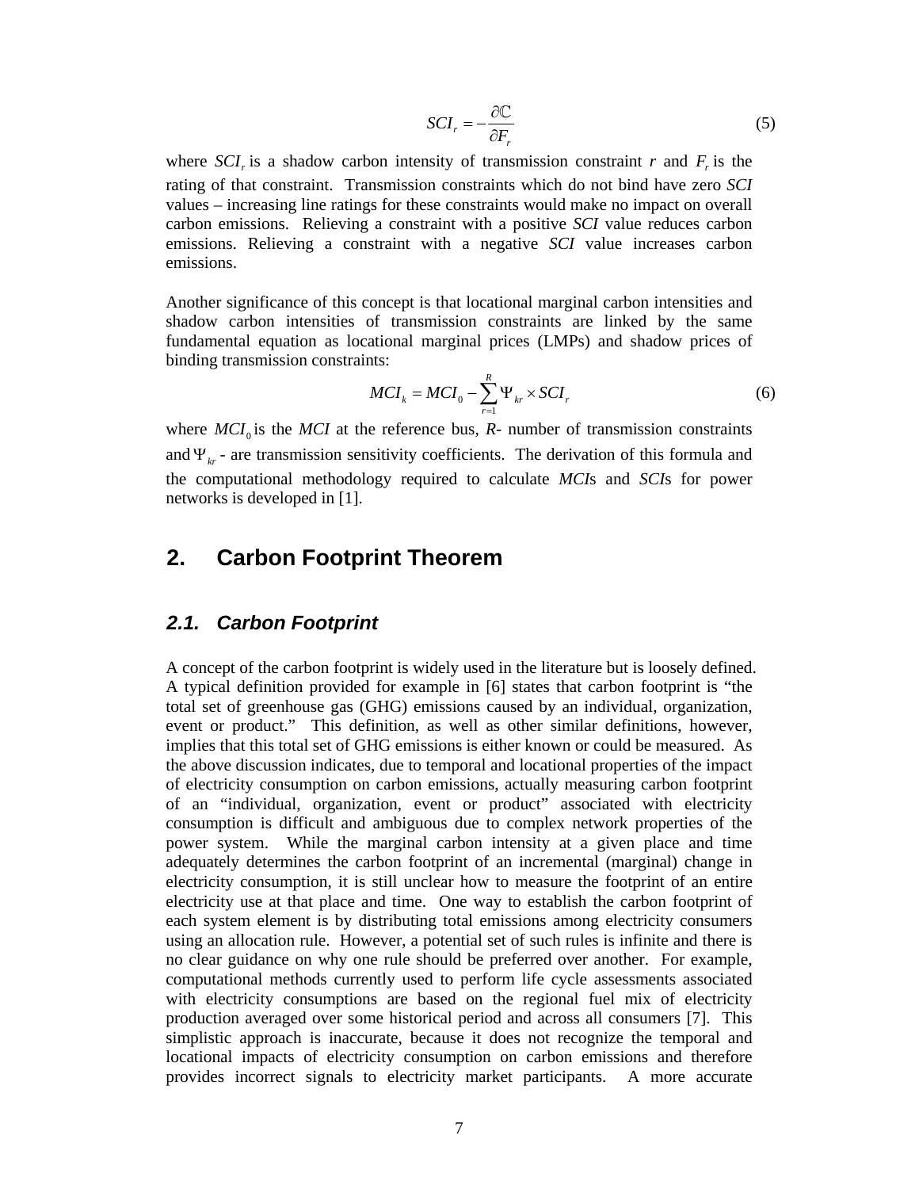$$SCI_r = -\frac{\partial \mathbb{C}}{\partial F_r} \tag{5}$$

where $SCI_r$ is a shadow carbon intensity of transmission constraint $r$ and $F_r$ is the rating of that constraint. Transmission constraints which do not bind have zero *SCI* values – increasing line ratings for these constraints would make no impact on overall carbon emissions. Relieving a constraint with a positive *SCI* value reduces carbon emissions. Relieving a constraint with a negative *SCI* value increases carbon emissions.

Another significance of this concept is that locational marginal carbon intensities and shadow carbon intensities of transmission constraints are linked by the same fundamental equation as locational marginal prices (LMPs) and shadow prices of binding transmission constraints:

$$MCI_k = MCI_0 - \sum_{r=1}^{R} \Psi_{kr} \times SCI_r \tag{6}$$

where $MCI_0$ is the *MCI* at the reference bus, *R*- number of transmission constraints and $\Psi_{kr}$ - are transmission sensitivity coefficients. The derivation of this formula and the computational methodology required to calculate *MCI*s and *SCI*s for power networks is developed in [1].

## 2. Carbon Footprint Theorem

### 2.1. Carbon Footprint

A concept of the carbon footprint is widely used in the literature but is loosely defined. A typical definition provided for example in [6] states that carbon footprint is "the total set of greenhouse gas (GHG) emissions caused by an individual, organization, event or product." This definition, as well as other similar definitions, however, implies that this total set of GHG emissions is either known or could be measured. As the above discussion indicates, due to temporal and locational properties of the impact of electricity consumption on carbon emissions, actually measuring carbon footprint of an "individual, organization, event or product" associated with electricity consumption is difficult and ambiguous due to complex network properties of the power system. While the marginal carbon intensity at a given place and time adequately determines the carbon footprint of an incremental (marginal) change in electricity consumption, it is still unclear how to measure the footprint of an entire electricity use at that place and time. One way to establish the carbon footprint of each system element is by distributing total emissions among electricity consumers using an allocation rule. However, a potential set of such rules is infinite and there is no clear guidance on why one rule should be preferred over another. For example, computational methods currently used to perform life cycle assessments associated with electricity consumptions are based on the regional fuel mix of electricity production averaged over some historical period and across all consumers [7]. This simplistic approach is inaccurate, because it does not recognize the temporal and locational impacts of electricity consumption on carbon emissions and therefore provides incorrect signals to electricity market participants. A more accurate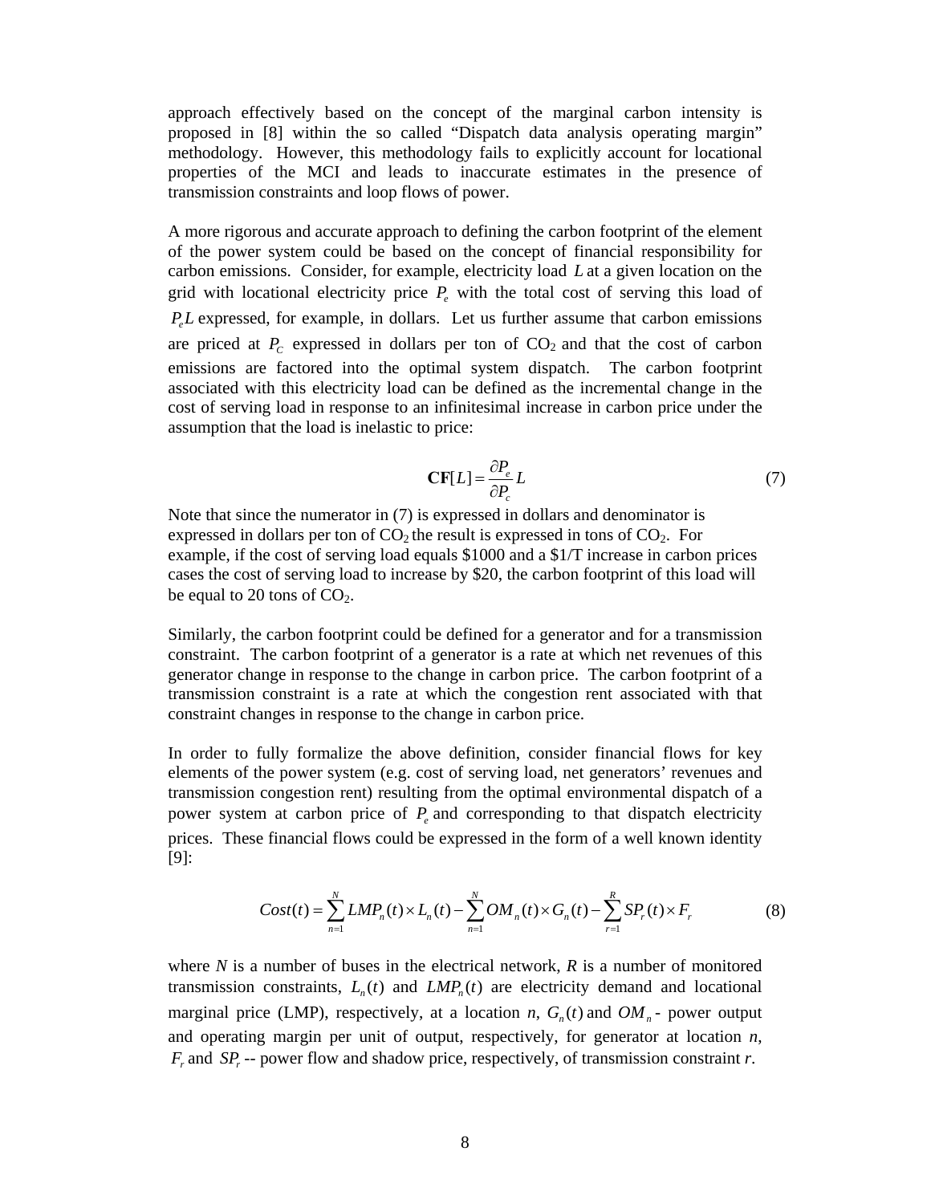approach effectively based on the concept of the marginal carbon intensity is proposed in [8] within the so called "Dispatch data analysis operating margin" methodology. However, this methodology fails to explicitly account for locational properties of the MCI and leads to inaccurate estimates in the presence of transmission constraints and loop flows of power.

A more rigorous and accurate approach to defining the carbon footprint of the element of the power system could be based on the concept of financial responsibility for carbon emissions. Consider, for example, electricity load $L$ at a given location on the grid with locational electricity price $P_e$ with the total cost of serving this load of $P_e L$ expressed, for example, in dollars. Let us further assume that carbon emissions are priced at $P_C$ expressed in dollars per ton of $CO_2$ and that the cost of carbon emissions are factored into the optimal system dispatch. The carbon footprint associated with this electricity load can be defined as the incremental change in the cost of serving load in response to an infinitesimal increase in carbon price under the assumption that the load is inelastic to price:

$$\mathbf{CF}[L] = \frac{\partial P_e}{\partial P_c} L \tag{7}$$

Note that since the numerator in (7) is expressed in dollars and denominator is expressed in dollars per ton of $CO_2$ the result is expressed in tons of $CO_2$. For example, if the cost of serving load equals \$1000 and a \$1/T increase in carbon prices cases the cost of serving load to increase by \$20, the carbon footprint of this load will be equal to 20 tons of $CO_2$.

Similarly, the carbon footprint could be defined for a generator and for a transmission constraint. The carbon footprint of a generator is a rate at which net revenues of this generator change in response to the change in carbon price. The carbon footprint of a transmission constraint is a rate at which the congestion rent associated with that constraint changes in response to the change in carbon price.

In order to fully formalize the above definition, consider financial flows for key elements of the power system (e.g. cost of serving load, net generators' revenues and transmission congestion rent) resulting from the optimal environmental dispatch of a power system at carbon price of $P_e$ and corresponding to that dispatch electricity prices. These financial flows could be expressed in the form of a well known identity [9]:

$$Cost(t) = \sum_{n=1}^{N} LMP_n(t) \times L_n(t) - \sum_{n=1}^{N} OM_n(t) \times G_n(t) - \sum_{r=1}^{R} SP_r(t) \times F_r \tag{8}$$

where $N$ is a number of buses in the electrical network, $R$ is a number of monitored transmission constraints, $L_n(t)$ and $LMP_n(t)$ are electricity demand and locational marginal price (LMP), respectively, at a location $n$, $G_n(t)$ and $OM_n$ - power output and operating margin per unit of output, respectively, for generator at location $n$, $F_r$ and $SP_r$ -- power flow and shadow price, respectively, of transmission constraint $r$.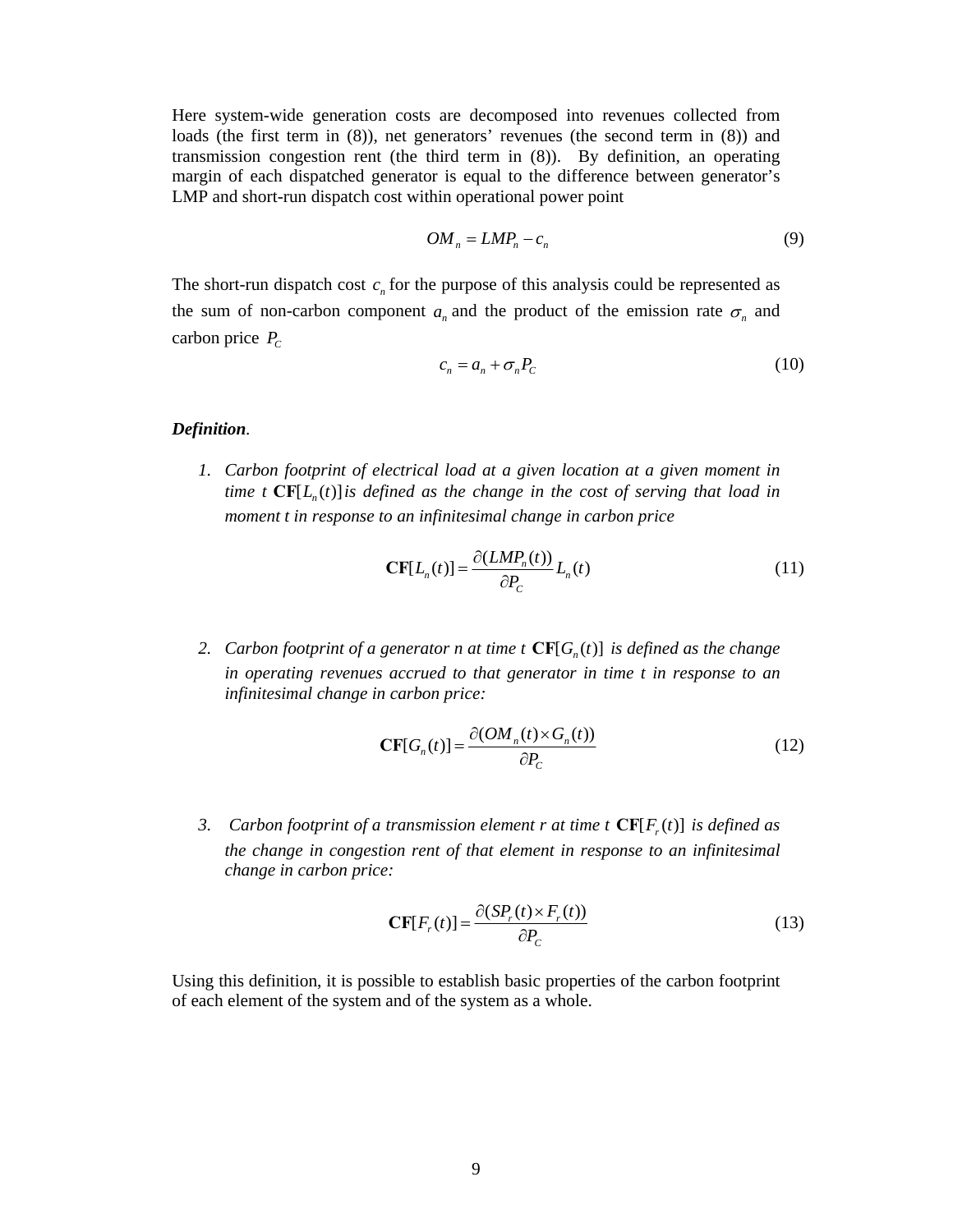Here system-wide generation costs are decomposed into revenues collected from loads (the first term in (8)), net generators' revenues (the second term in (8)) and transmission congestion rent (the third term in (8)). By definition, an operating margin of each dispatched generator is equal to the difference between generator's LMP and short-run dispatch cost within operational power point

$$OM_n = LMP_n - c_n \tag{9}$$

The short-run dispatch cost $c_n$ for the purpose of this analysis could be represented as the sum of non-carbon component $a_n$ and the product of the emission rate $\sigma_n$ and carbon price $P_C$

$$c_n = a_n + \sigma_n P_C \tag{10}$$

***Definition***.

1. *Carbon footprint of electrical load at a given location at a given moment in time t* $\mathbf{CF}[L_n(t)]$ *is defined as the change in the cost of serving that load in moment t in response to an infinitesimal change in carbon price*

$$\mathbf{CF}[L_n(t)] = \frac{\partial(LMP_n(t))}{\partial P_C} L_n(t) \tag{11}$$

2. *Carbon footprint of a generator n at time t* $\mathbf{CF}[G_n(t)]$ *is defined as the change in operating revenues accrued to that generator in time t in response to an infinitesimal change in carbon price:*

$$\mathbf{CF}[G_n(t)] = \frac{\partial(OM_n(t) \times G_n(t))}{\partial P_C} \tag{12}$$

3. *Carbon footprint of a transmission element r at time t* $\mathbf{CF}[F_r(t)]$ *is defined as the change in congestion rent of that element in response to an infinitesimal change in carbon price:*

$$\mathbf{CF}[F_r(t)] = \frac{\partial(SP_r(t) \times F_r(t))}{\partial P_C} \tag{13}$$

Using this definition, it is possible to establish basic properties of the carbon footprint of each element of the system and of the system as a whole.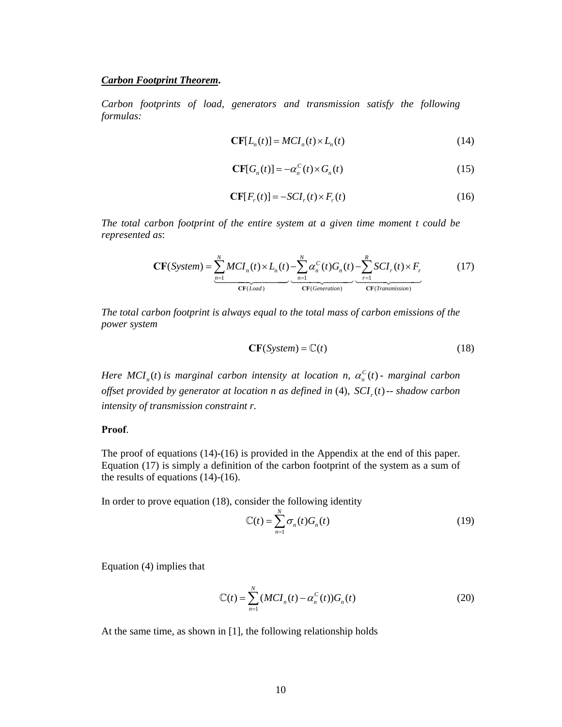***Carbon Footprint Theorem*.**

*Carbon footprints of load, generators and transmission satisfy the following formulas:*

$$\mathbf{CF}[L_n(t)] = MCI_n(t) \times L_n(t) \tag{14}$$

$$\mathbf{CF}[G_n(t)] = -\alpha_n^C(t) \times G_n(t) \tag{15}$$

$$\mathbf{CF}[F_r(t)] = -SCI_r(t) \times F_r(t) \tag{16}$$

*The total carbon footprint of the entire system at a given time moment t could be represented as*:

$$\mathbf{CF}(System) = \underbrace{\sum_{n=1}^{N} MCI_n(t) \times L_n(t)}_{\mathbf{CF}(Load)} - \underbrace{\sum_{n=1}^{N} \alpha_n^C(t) G_n(t)}_{\mathbf{CF}(Generation)} - \underbrace{\sum_{r=1}^{R} SCI_r(t) \times F_r}_{\mathbf{CF}(Transmission)} \tag{17}$$

*The total carbon footprint is always equal to the total mass of carbon emissions of the power system*

$$\mathbf{CF}(System) = \mathbb{C}(t) \tag{18}$$

*Here* $MCI_n(t)$ *is marginal carbon intensity at location n,* $\alpha_n^C(t)$ *- marginal carbon offset provided by generator at location n as defined in* (4)*,* $SCI_r(t)$ *-- shadow carbon intensity of transmission constraint r.*

**Proof**.

The proof of equations (14)-(16) is provided in the Appendix at the end of this paper. Equation (17) is simply a definition of the carbon footprint of the system as a sum of the results of equations (14)-(16).

In order to prove equation (18), consider the following identity

$$\mathbb{C}(t) = \sum_{n=1}^{N} \sigma_n(t) G_n(t) \tag{19}$$

Equation (4) implies that

$$\mathbb{C}(t) = \sum_{n=1}^{N} (MCI_n(t) - \alpha_n^C(t)) G_n(t) \tag{20}$$

At the same time, as shown in [1], the following relationship holds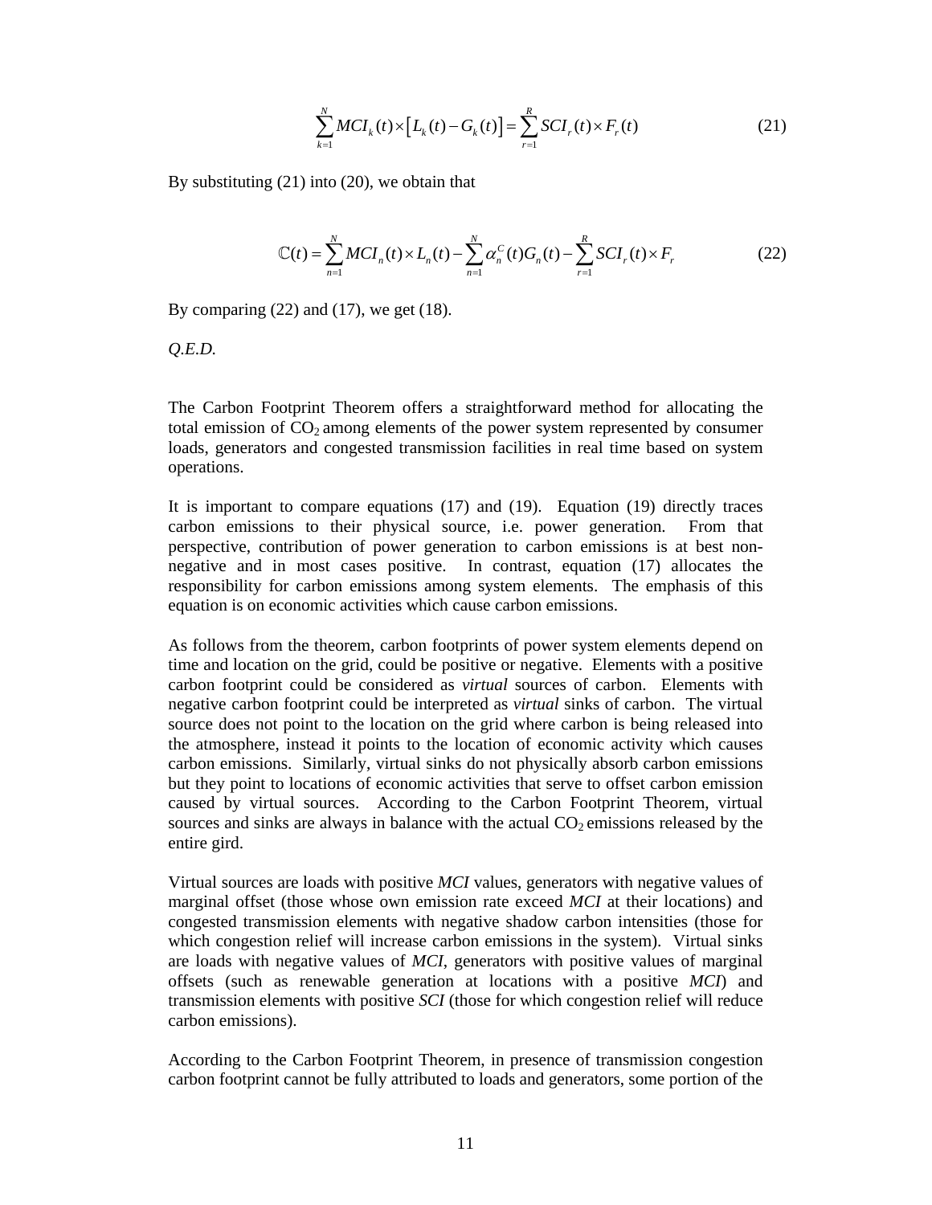$$\sum_{k=1}^{N} MCI_k(t) \times \left[ L_k(t) - G_k(t) \right] = \sum_{r=1}^{R} SCI_r(t) \times F_r(t) \tag{21}$$

By substituting (21) into (20), we obtain that

$$\mathbb{C}(t) = \sum_{n=1}^{N} MCI_n(t) \times L_n(t) - \sum_{n=1}^{N} \alpha_n^C(t) G_n(t) - \sum_{r=1}^{R} SCI_r(t) \times F_r \tag{22}$$

By comparing (22) and (17), we get (18).

*Q.E.D.*

The Carbon Footprint Theorem offers a straightforward method for allocating the total emission of $CO_2$ among elements of the power system represented by consumer loads, generators and congested transmission facilities in real time based on system operations.

It is important to compare equations (17) and (19). Equation (19) directly traces carbon emissions to their physical source, i.e. power generation. From that perspective, contribution of power generation to carbon emissions is at best non-negative and in most cases positive. In contrast, equation (17) allocates the responsibility for carbon emissions among system elements. The emphasis of this equation is on economic activities which cause carbon emissions.

As follows from the theorem, carbon footprints of power system elements depend on time and location on the grid, could be positive or negative. Elements with a positive carbon footprint could be considered as *virtual* sources of carbon. Elements with negative carbon footprint could be interpreted as *virtual* sinks of carbon. The virtual source does not point to the location on the grid where carbon is being released into the atmosphere, instead it points to the location of economic activity which causes carbon emissions. Similarly, virtual sinks do not physically absorb carbon emissions but they point to locations of economic activities that serve to offset carbon emission caused by virtual sources. According to the Carbon Footprint Theorem, virtual sources and sinks are always in balance with the actual $CO_2$ emissions released by the entire gird.

Virtual sources are loads with positive *MCI* values, generators with negative values of marginal offset (those whose own emission rate exceed *MCI* at their locations) and congested transmission elements with negative shadow carbon intensities (those for which congestion relief will increase carbon emissions in the system). Virtual sinks are loads with negative values of *MCI*, generators with positive values of marginal offsets (such as renewable generation at locations with a positive *MCI*) and transmission elements with positive *SCI* (those for which congestion relief will reduce carbon emissions).

According to the Carbon Footprint Theorem, in presence of transmission congestion carbon footprint cannot be fully attributed to loads and generators, some portion of the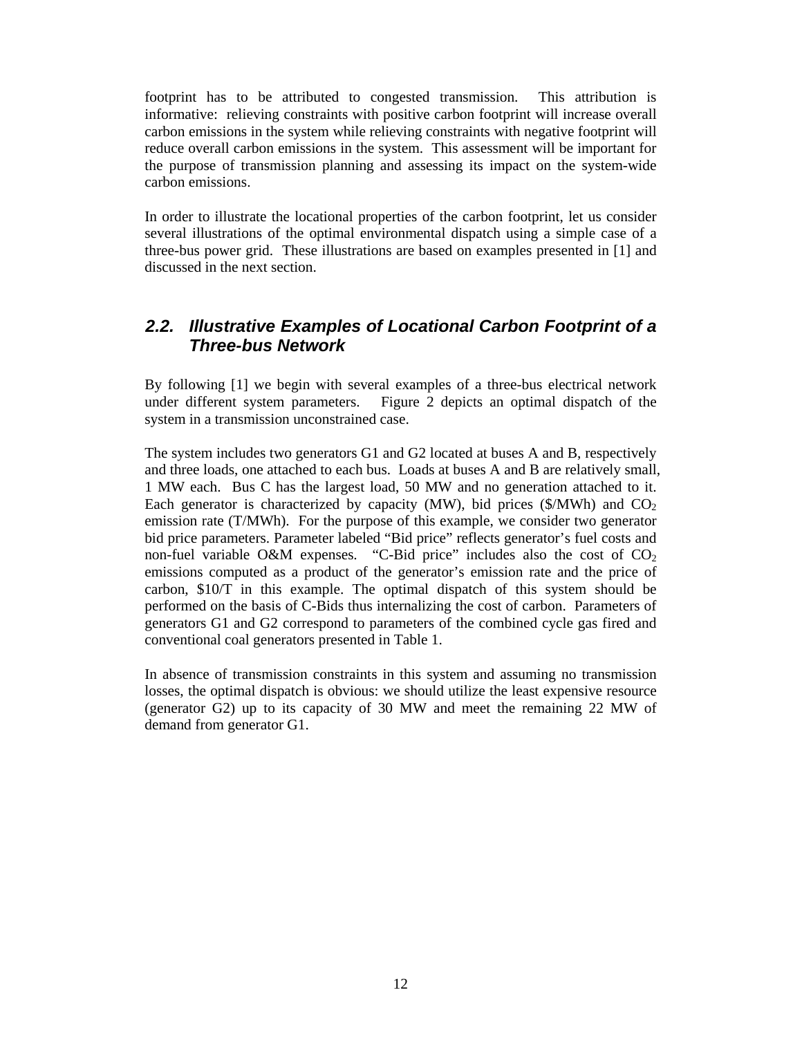footprint has to be attributed to congested transmission. This attribution is informative: relieving constraints with positive carbon footprint will increase overall carbon emissions in the system while relieving constraints with negative footprint will reduce overall carbon emissions in the system. This assessment will be important for the purpose of transmission planning and assessing its impact on the system-wide carbon emissions.

In order to illustrate the locational properties of the carbon footprint, let us consider several illustrations of the optimal environmental dispatch using a simple case of a three-bus power grid. These illustrations are based on examples presented in [1] and discussed in the next section.

## *2.2. Illustrative Examples of Locational Carbon Footprint of a Three-bus Network*

By following [1] we begin with several examples of a three-bus electrical network under different system parameters. Figure 2 depicts an optimal dispatch of the system in a transmission unconstrained case.

The system includes two generators G1 and G2 located at buses A and B, respectively and three loads, one attached to each bus. Loads at buses A and B are relatively small, 1 MW each. Bus C has the largest load, 50 MW and no generation attached to it. Each generator is characterized by capacity (MW), bid prices ($/MWh) and $CO_2$ emission rate (T/MWh). For the purpose of this example, we consider two generator bid price parameters. Parameter labeled "Bid price" reflects generator's fuel costs and non-fuel variable O&M expenses. "C-Bid price" includes also the cost of $CO_2$ emissions computed as a product of the generator's emission rate and the price of carbon, $10/T in this example. The optimal dispatch of this system should be performed on the basis of C-Bids thus internalizing the cost of carbon. Parameters of generators G1 and G2 correspond to parameters of the combined cycle gas fired and conventional coal generators presented in Table 1.

In absence of transmission constraints in this system and assuming no transmission losses, the optimal dispatch is obvious: we should utilize the least expensive resource (generator G2) up to its capacity of 30 MW and meet the remaining 22 MW of demand from generator G1.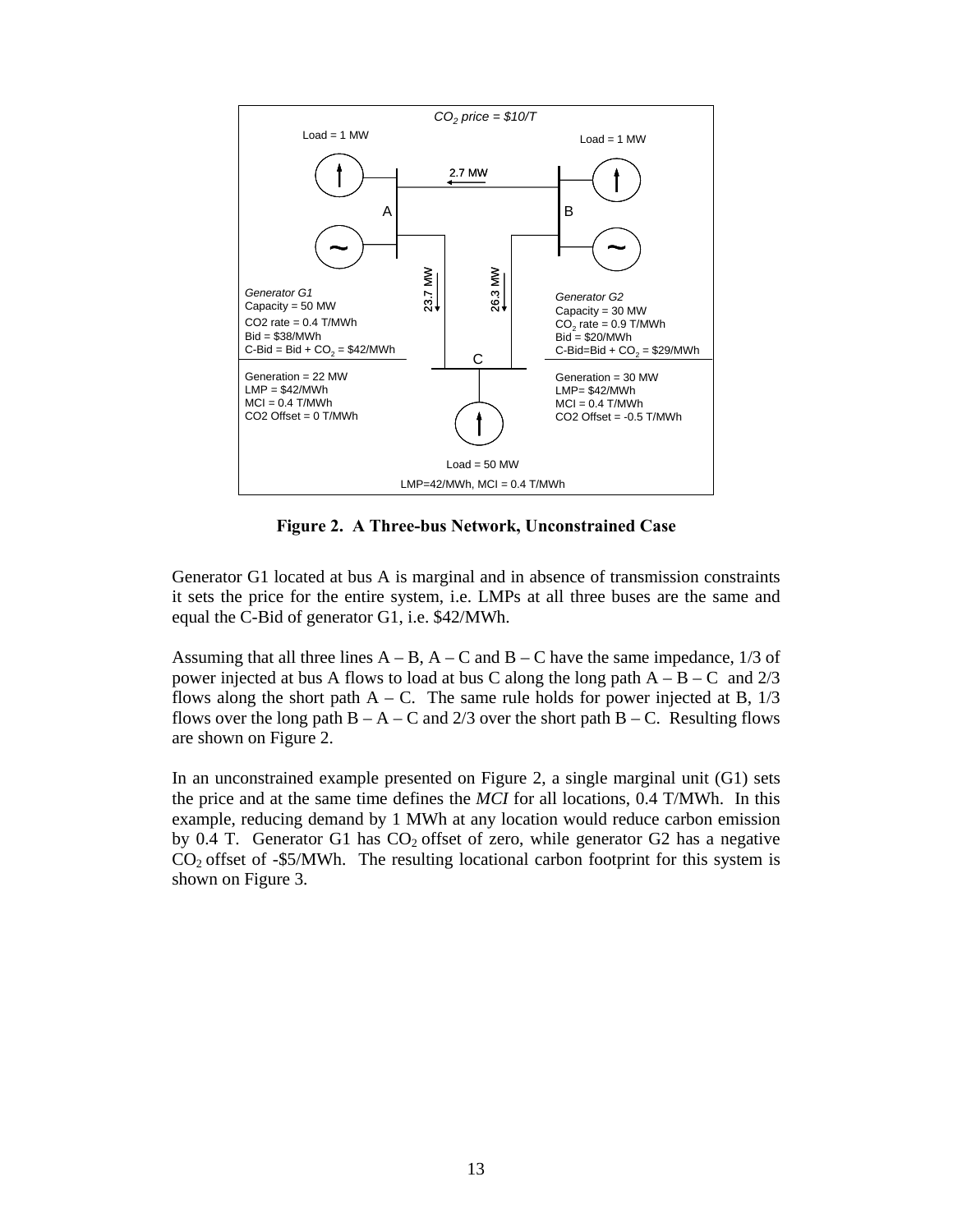**Figure 2. A Three-bus Network, Unconstrained Case**

Generator G1 located at bus A is marginal and in absence of transmission constraints it sets the price for the entire system, i.e. LMPs at all three buses are the same and equal the C-Bid of generator G1, i.e. $42/MWh.

Assuming that all three lines A – B, A – C and B – C have the same impedance, 1/3 of power injected at bus A flows to load at bus C along the long path A – B – C and 2/3 flows along the short path A – C. The same rule holds for power injected at B, 1/3 flows over the long path B – A – C and 2/3 over the short path B – C. Resulting flows are shown on Figure 2.

In an unconstrained example presented on Figure 2, a single marginal unit (G1) sets the price and at the same time defines the *MCI* for all locations, 0.4 T/MWh. In this example, reducing demand by 1 MWh at any location would reduce carbon emission by 0.4 T. Generator G1 has $CO_2$ offset of zero, while generator G2 has a negative $CO_2$ offset of -$5/MWh. The resulting locational carbon footprint for this system is shown on Figure 3.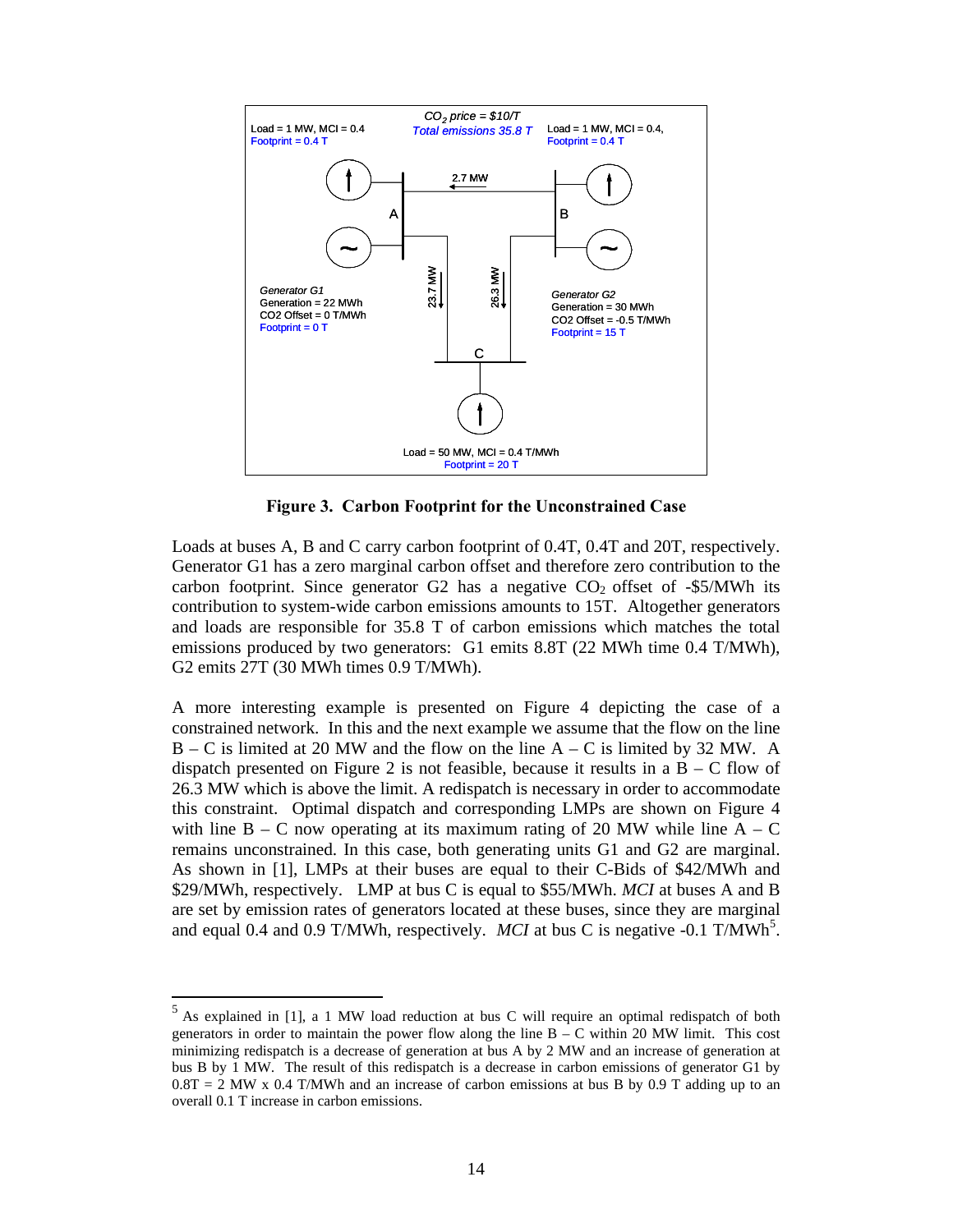Load = 1 MW, MCI = 0.4
Footprint = 0.4 T

$CO_2$ price = $10/T
Total emissions 35.8 T

Load = 1 MW, MCI = 0.4,
Footprint = 0.4 T

2.7 MW

A

B

23.7 MW

26.3 MW

Generator G1
Generation = 22 MWh
CO2 Offset = 0 T/MWh
Footprint = 0 T

Generator G2
Generation = 30 MWh
CO2 Offset = -0.5 T/MWh
Footprint = 15 T

C

Load = 50 MW, MCI = 0.4 T/MWh
Footprint = 20 T

**Figure 3. Carbon Footprint for the Unconstrained Case**

Loads at buses A, B and C carry carbon footprint of 0.4T, 0.4T and 20T, respectively. Generator G1 has a zero marginal carbon offset and therefore zero contribution to the carbon footprint. Since generator G2 has a negative $CO_2$ offset of -$5/MWh its contribution to system-wide carbon emissions amounts to 15T. Altogether generators and loads are responsible for 35.8 T of carbon emissions which matches the total emissions produced by two generators: G1 emits 8.8T (22 MWh time 0.4 T/MWh), G2 emits 27T (30 MWh times 0.9 T/MWh).

A more interesting example is presented on Figure 4 depicting the case of a constrained network. In this and the next example we assume that the flow on the line B – C is limited at 20 MW and the flow on the line A – C is limited by 32 MW. A dispatch presented on Figure 2 is not feasible, because it results in a B – C flow of 26.3 MW which is above the limit. A redispatch is necessary in order to accommodate this constraint. Optimal dispatch and corresponding LMPs are shown on Figure 4 with line B – C now operating at its maximum rating of 20 MW while line A – C remains unconstrained. In this case, both generating units G1 and G2 are marginal. As shown in [1], LMPs at their buses are equal to their C-Bids of $42/MWh and $29/MWh, respectively. LMP at bus C is equal to $55/MWh. *MCI* at buses A and B are set by emission rates of generators located at these buses, since they are marginal and equal 0.4 and 0.9 T/MWh, respectively. *MCI* at bus C is negative -0.1 T/MWh[5].

[5] As explained in [1], a 1 MW load reduction at bus C will require an optimal redispatch of both generators in order to maintain the power flow along the line B – C within 20 MW limit. This cost minimizing redispatch is a decrease of generation at bus A by 2 MW and an increase of generation at bus B by 1 MW. The result of this redispatch is a decrease in carbon emissions of generator G1 by 0.8T = 2 MW x 0.4 T/MWh and an increase of carbon emissions at bus B by 0.9 T adding up to an overall 0.1 T increase in carbon emissions.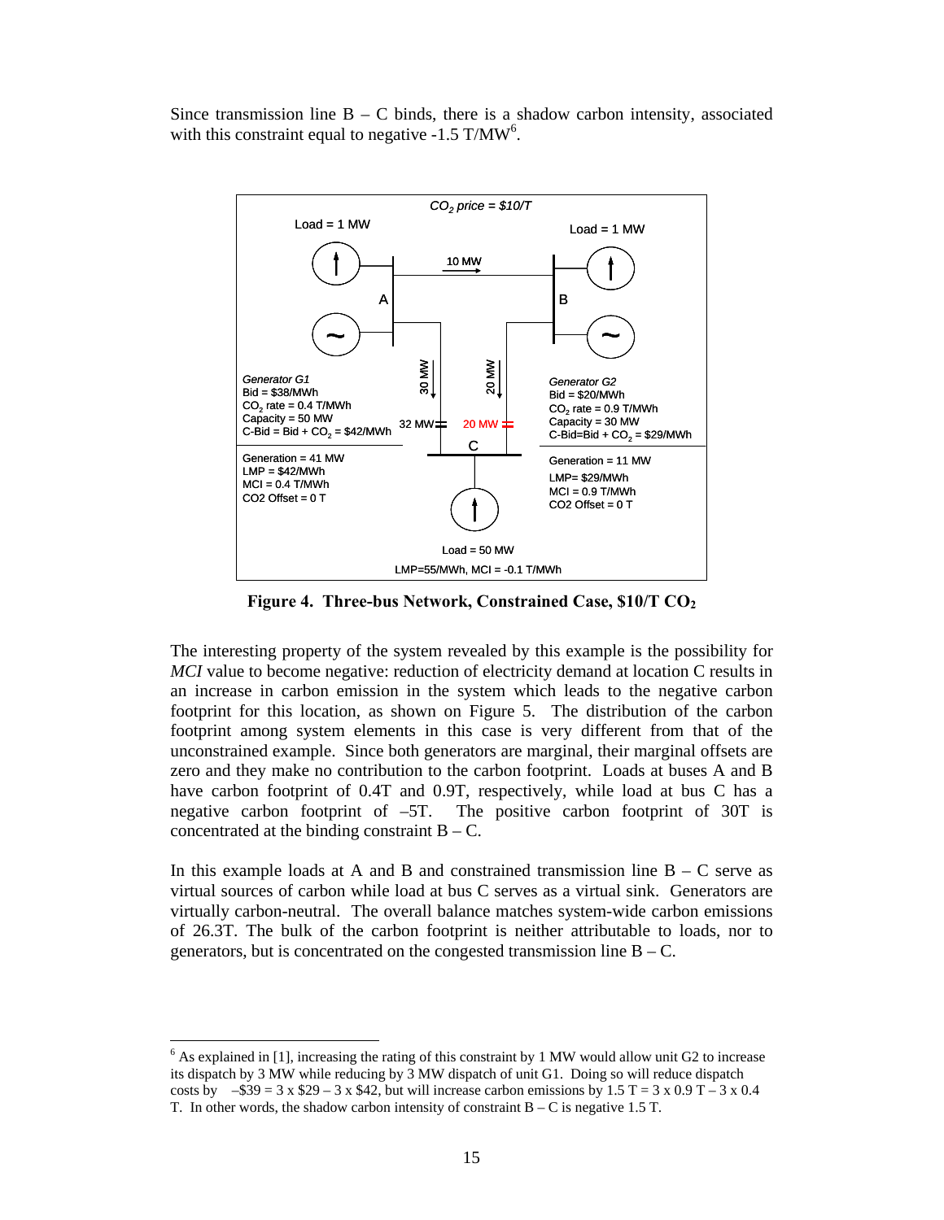Since transmission line B – C binds, there is a shadow carbon intensity, associated with this constraint equal to negative -1.5 T/MW[6].

**Figure 4. Three-bus Network, Constrained Case, \$10/T $CO_2$**

The interesting property of the system revealed by this example is the possibility for *MCI* value to become negative: reduction of electricity demand at location C results in an increase in carbon emission in the system which leads to the negative carbon footprint for this location, as shown on Figure 5. The distribution of the carbon footprint among system elements in this case is very different from that of the unconstrained example. Since both generators are marginal, their marginal offsets are zero and they make no contribution to the carbon footprint. Loads at buses A and B have carbon footprint of 0.4T and 0.9T, respectively, while load at bus C has a negative carbon footprint of –5T. The positive carbon footprint of 30T is concentrated at the binding constraint B – C.

In this example loads at A and B and constrained transmission line B – C serve as virtual sources of carbon while load at bus C serves as a virtual sink. Generators are virtually carbon-neutral. The overall balance matches system-wide carbon emissions of 26.3T. The bulk of the carbon footprint is neither attributable to loads, nor to generators, but is concentrated on the congested transmission line B – C.

---

[6] As explained in [1], increasing the rating of this constraint by 1 MW would allow unit G2 to increase its dispatch by 3 MW while reducing by 3 MW dispatch of unit G1. Doing so will reduce dispatch costs by –\$39 = 3 x \$29 – 3 x \$42, but will increase carbon emissions by 1.5 T = 3 x 0.9 T – 3 x 0.4 T. In other words, the shadow carbon intensity of constraint B – C is negative 1.5 T.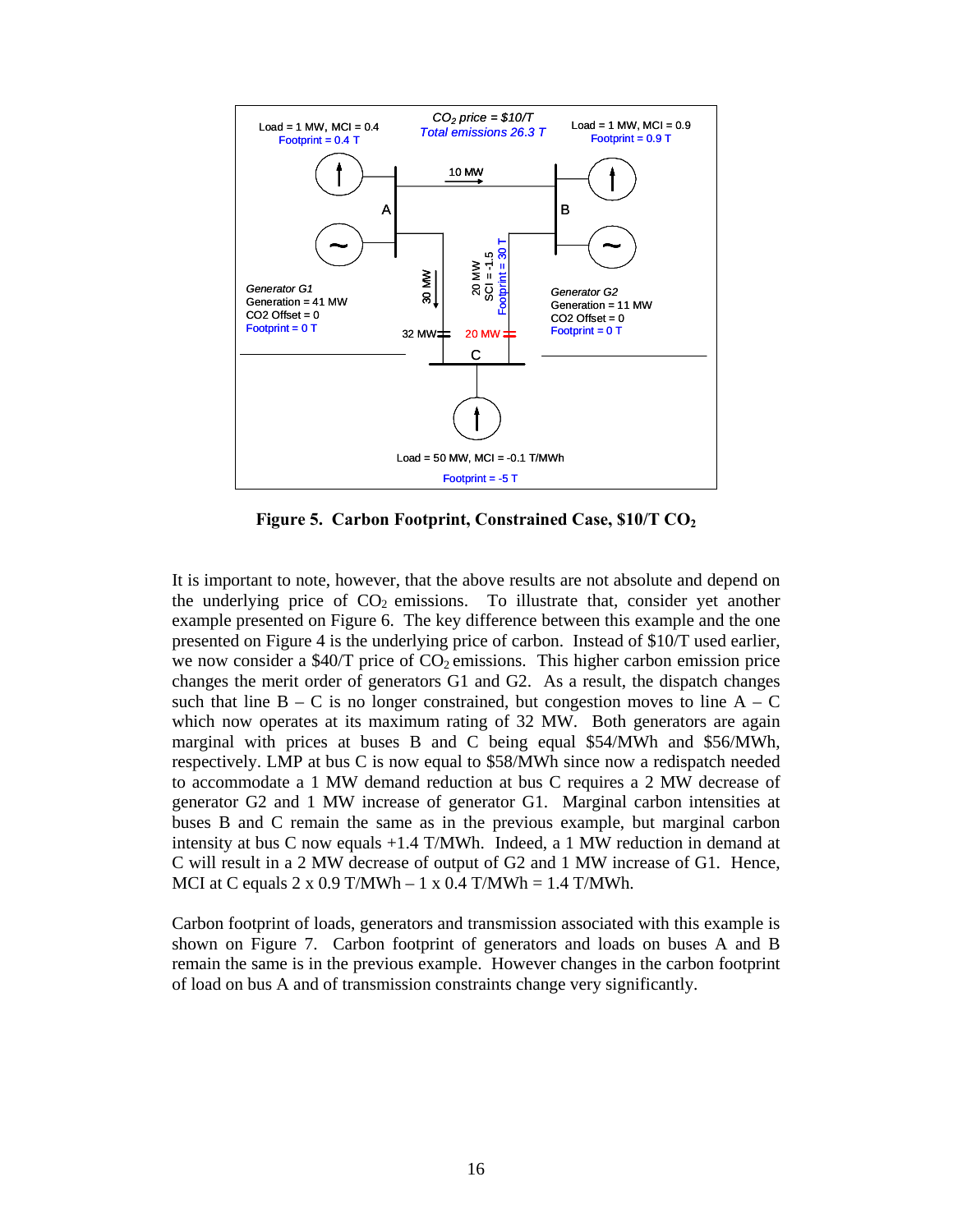**Figure 5. Carbon Footprint, Constrained Case, \$10/T $CO_2$**

It is important to note, however, that the above results are not absolute and depend on the underlying price of $CO_2$ emissions. To illustrate that, consider yet another example presented on Figure 6. The key difference between this example and the one presented on Figure 4 is the underlying price of carbon. Instead of \$10/T used earlier, we now consider a \$40/T price of $CO_2$ emissions. This higher carbon emission price changes the merit order of generators G1 and G2. As a result, the dispatch changes such that line B – C is no longer constrained, but congestion moves to line A – C which now operates at its maximum rating of 32 MW. Both generators are again marginal with prices at buses B and C being equal \$54/MWh and \$56/MWh, respectively. LMP at bus C is now equal to \$58/MWh since now a redispatch needed to accommodate a 1 MW demand reduction at bus C requires a 2 MW decrease of generator G2 and 1 MW increase of generator G1. Marginal carbon intensities at buses B and C remain the same as in the previous example, but marginal carbon intensity at bus C now equals +1.4 T/MWh. Indeed, a 1 MW reduction in demand at C will result in a 2 MW decrease of output of G2 and 1 MW increase of G1. Hence, MCI at C equals 2 x 0.9 T/MWh – 1 x 0.4 T/MWh = 1.4 T/MWh.

Carbon footprint of loads, generators and transmission associated with this example is shown on Figure 7. Carbon footprint of generators and loads on buses A and B remain the same is in the previous example. However changes in the carbon footprint of load on bus A and of transmission constraints change very significantly.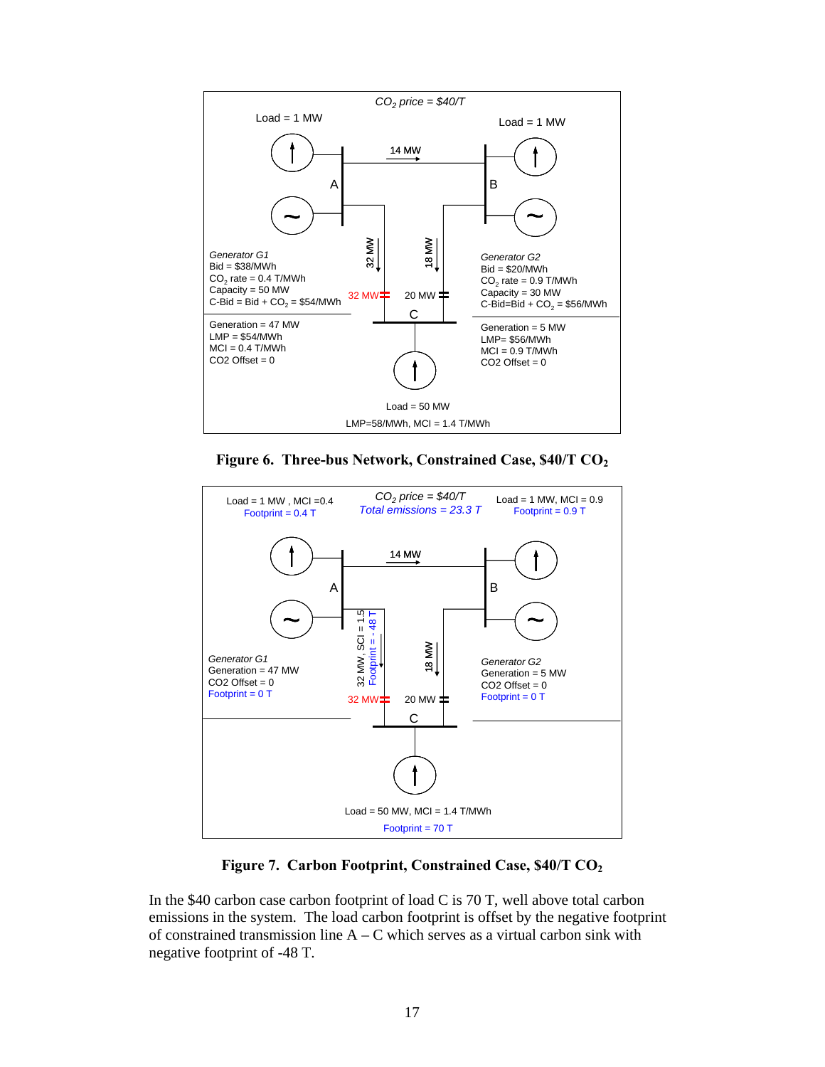CO2 price = $40/T

Load = 1 MW

Load = 1 MW

14 MW

A

B

32 MW

18 MW

Generator G1
Bid = $38/MWh
$CO_2$ rate = 0.4 T/MWh
Capacity = 50 MW
C-Bid = Bid + $CO_2$ = $54/MWh

32 MW

20 MW

C

Generator G2
Bid = $20/MWh
$CO_2$ rate = 0.9 T/MWh
Capacity = 30 MW
C-Bid=Bid + $CO_2$ = $56/MWh

Generation = 47 MW
LMP = $54/MWh
MCI = 0.4 T/MWh
CO2 Offset = 0

Generation = 5 MW
LMP= $56/MWh
MCI = 0.9 T/MWh
CO2 Offset = 0

Load = 50 MW
LMP=58/MWh, MCI = 1.4 T/MWh

**Figure 6. Three-bus Network, Constrained Case, \$40/T $CO_2$**

Load = 1 MW , MCI =0.4
Footprint = 0.4 T

$CO_2$ price = $40/T
Total emissions = 23.3 T

Load = 1 MW, MCI = 0.9
Footprint = 0.9 T

14 MW

A

B

32 MW, SCI = 1.5
Footprint = - 48 T

18 MW

Generator G1
Generation = 47 MW
CO2 Offset = 0
Footprint = 0 T

32 MW

20 MW

C

Generator G2
Generation = 5 MW
CO2 Offset = 0
Footprint = 0 T

Load = 50 MW, MCI = 1.4 T/MWh
Footprint = 70 T

**Figure 7. Carbon Footprint, Constrained Case, \$40/T $CO_2$**

In the \$40 carbon case carbon footprint of load C is 70 T, well above total carbon emissions in the system. The load carbon footprint is offset by the negative footprint of constrained transmission line A – C which serves as a virtual carbon sink with negative footprint of -48 T.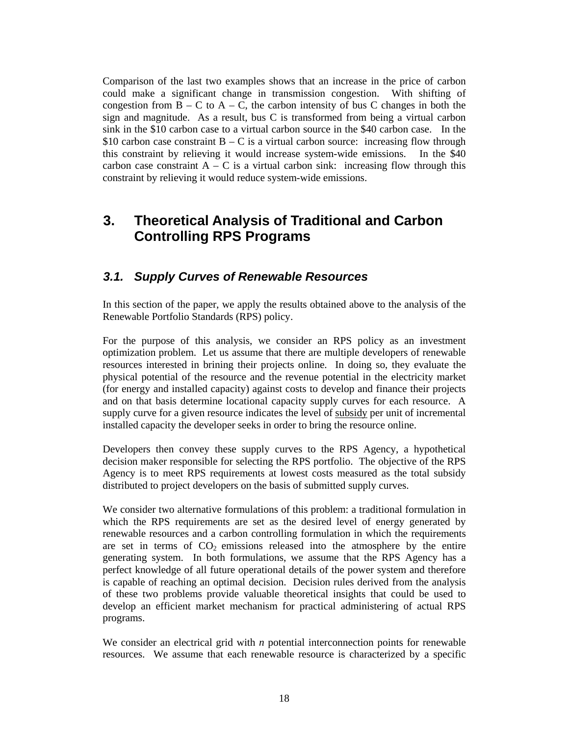Comparison of the last two examples shows that an increase in the price of carbon could make a significant change in transmission congestion. With shifting of congestion from B – C to A – C, the carbon intensity of bus C changes in both the sign and magnitude. As a result, bus C is transformed from being a virtual carbon sink in the $10 carbon case to a virtual carbon source in the $40 carbon case. In the $10 carbon case constraint B – C is a virtual carbon source: increasing flow through this constraint by relieving it would increase system-wide emissions. In the $40 carbon case constraint A – C is a virtual carbon sink: increasing flow through this constraint by relieving it would reduce system-wide emissions.

# 3. Theoretical Analysis of Traditional and Carbon Controlling RPS Programs

## *3.1. Supply Curves of Renewable Resources*

In this section of the paper, we apply the results obtained above to the analysis of the Renewable Portfolio Standards (RPS) policy.

For the purpose of this analysis, we consider an RPS policy as an investment optimization problem. Let us assume that there are multiple developers of renewable resources interested in brining their projects online. In doing so, they evaluate the physical potential of the resource and the revenue potential in the electricity market (for energy and installed capacity) against costs to develop and finance their projects and on that basis determine locational capacity supply curves for each resource. A supply curve for a given resource indicates the level of <u>subsidy</u> per unit of incremental installed capacity the developer seeks in order to bring the resource online.

Developers then convey these supply curves to the RPS Agency, a hypothetical decision maker responsible for selecting the RPS portfolio. The objective of the RPS Agency is to meet RPS requirements at lowest costs measured as the total subsidy distributed to project developers on the basis of submitted supply curves.

We consider two alternative formulations of this problem: a traditional formulation in which the RPS requirements are set as the desired level of energy generated by renewable resources and a carbon controlling formulation in which the requirements are set in terms of $CO_2$ emissions released into the atmosphere by the entire generating system. In both formulations, we assume that the RPS Agency has a perfect knowledge of all future operational details of the power system and therefore is capable of reaching an optimal decision. Decision rules derived from the analysis of these two problems provide valuable theoretical insights that could be used to develop an efficient market mechanism for practical administering of actual RPS programs.

We consider an electrical grid with *n* potential interconnection points for renewable resources. We assume that each renewable resource is characterized by a specific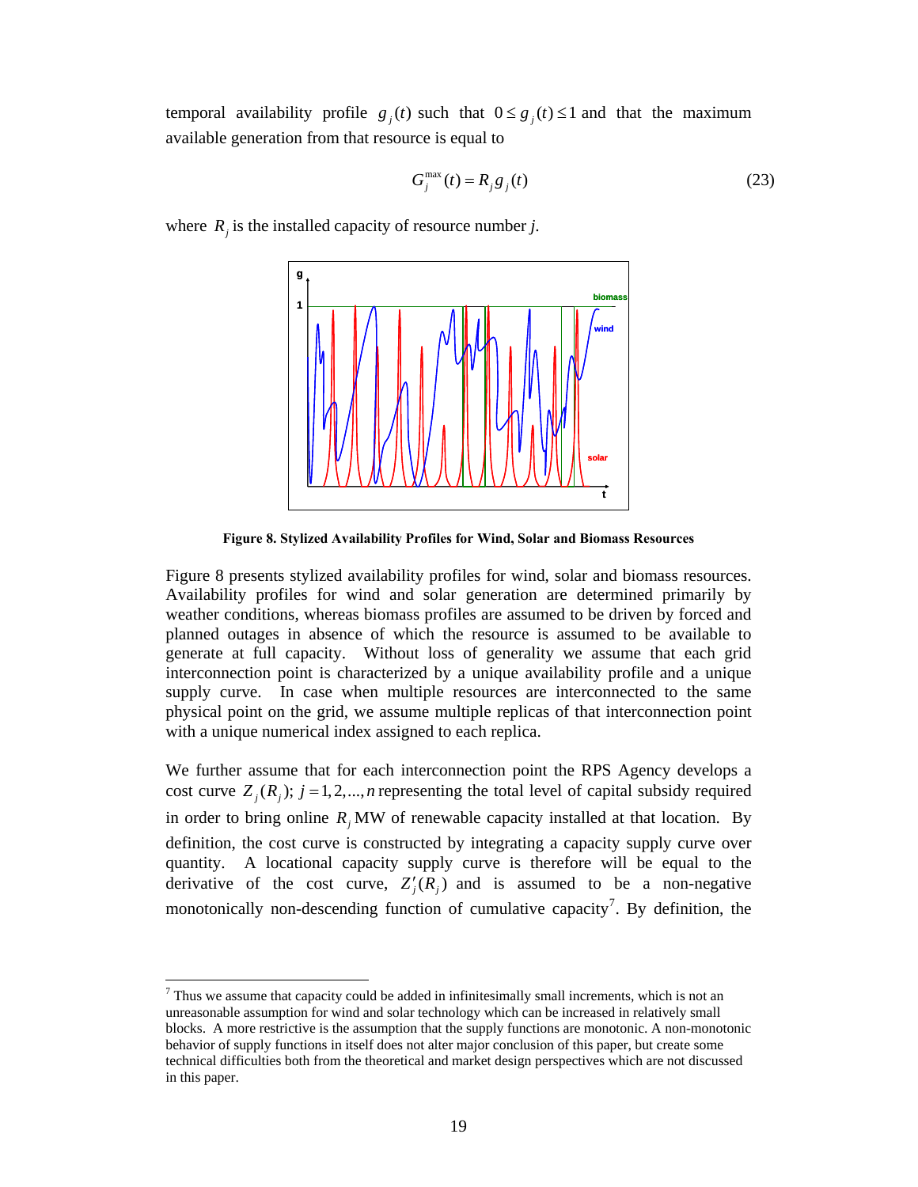temporal availability profile $g_j(t)$ such that $0 \le g_j(t) \le 1$ and that the maximum available generation from that resource is equal to

$$G_j^{\max}(t) = R_j g_j(t) \tag{23}$$

where $R_j$ is the installed capacity of resource number *j*.

**Figure 8. Stylized Availability Profiles for Wind, Solar and Biomass Resources**

Figure 8 presents stylized availability profiles for wind, solar and biomass resources. Availability profiles for wind and solar generation are determined primarily by weather conditions, whereas biomass profiles are assumed to be driven by forced and planned outages in absence of which the resource is assumed to be available to generate at full capacity. Without loss of generality we assume that each grid interconnection point is characterized by a unique availability profile and a unique supply curve. In case when multiple resources are interconnected to the same physical point on the grid, we assume multiple replicas of that interconnection point with a unique numerical index assigned to each replica.

We further assume that for each interconnection point the RPS Agency develops a cost curve $Z_j(R_j)$; $j = 1, 2, ..., n$ representing the total level of capital subsidy required in order to bring online $R_j$ MW of renewable capacity installed at that location. By definition, the cost curve is constructed by integrating a capacity supply curve over quantity. A locational capacity supply curve is therefore will be equal to the derivative of the cost curve, $Z_j'(R_j)$ and is assumed to be a non-negative monotonically non-descending function of cumulative capacity[7]. By definition, the

---

[7] Thus we assume that capacity could be added in infinitesimally small increments, which is not an unreasonable assumption for wind and solar technology which can be increased in relatively small blocks. A more restrictive is the assumption that the supply functions are monotonic. A non-monotonic behavior of supply functions in itself does not alter major conclusion of this paper, but create some technical difficulties both from the theoretical and market design perspectives which are not discussed in this paper.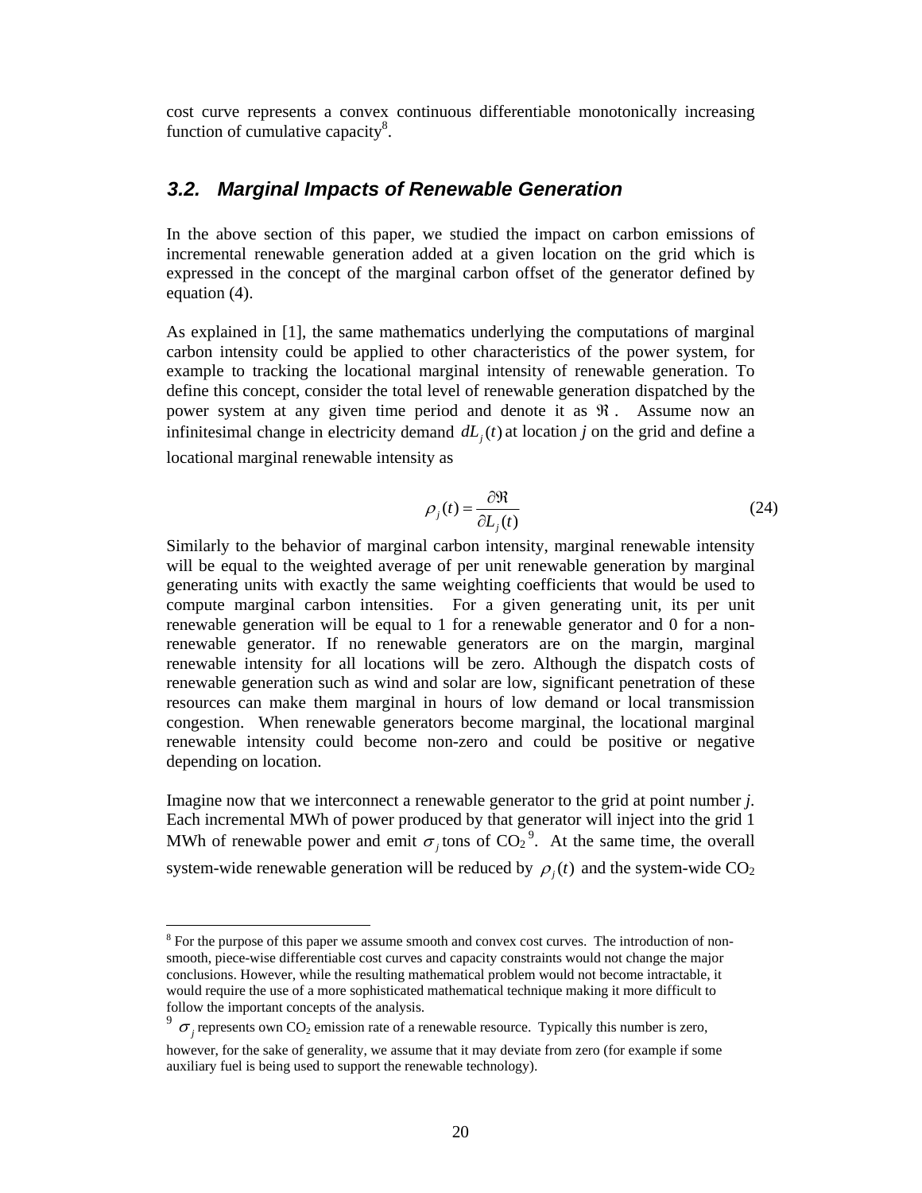cost curve represents a convex continuous differentiable monotonically increasing function of cumulative capacity[8].

### 3.2. Marginal Impacts of Renewable Generation

In the above section of this paper, we studied the impact on carbon emissions of incremental renewable generation added at a given location on the grid which is expressed in the concept of the marginal carbon offset of the generator defined by equation (4).

As explained in [1], the same mathematics underlying the computations of marginal carbon intensity could be applied to other characteristics of the power system, for example to tracking the locational marginal intensity of renewable generation. To define this concept, consider the total level of renewable generation dispatched by the power system at any given time period and denote it as $\Re$. Assume now an infinitesimal change in electricity demand $dL_j(t)$ at location *j* on the grid and define a locational marginal renewable intensity as

$$\rho_j(t) = \frac{\partial \Re}{\partial L_j(t)} \tag{24}$$

Similarly to the behavior of marginal carbon intensity, marginal renewable intensity will be equal to the weighted average of per unit renewable generation by marginal generating units with exactly the same weighting coefficients that would be used to compute marginal carbon intensities. For a given generating unit, its per unit renewable generation will be equal to 1 for a renewable generator and 0 for a non-renewable generator. If no renewable generators are on the margin, marginal renewable intensity for all locations will be zero. Although the dispatch costs of renewable generation such as wind and solar are low, significant penetration of these resources can make them marginal in hours of low demand or local transmission congestion. When renewable generators become marginal, the locational marginal renewable intensity could become non-zero and could be positive or negative depending on location.

Imagine now that we interconnect a renewable generator to the grid at point number *j*. Each incremental MWh of power produced by that generator will inject into the grid 1 MWh of renewable power and emit $\sigma_j$ tons of $CO_2$[9]. At the same time, the overall system-wide renewable generation will be reduced by $\rho_j(t)$ and the system-wide $CO_2$

---

[8] For the purpose of this paper we assume smooth and convex cost curves. The introduction of non-smooth, piece-wise differentiable cost curves and capacity constraints would not change the major conclusions. However, while the resulting mathematical problem would not become intractable, it would require the use of a more sophisticated mathematical technique making it more difficult to follow the important concepts of the analysis.

[9] $\sigma_j$ represents own $CO_2$ emission rate of a renewable resource. Typically this number is zero, however, for the sake of generality, we assume that it may deviate from zero (for example if some auxiliary fuel is being used to support the renewable technology).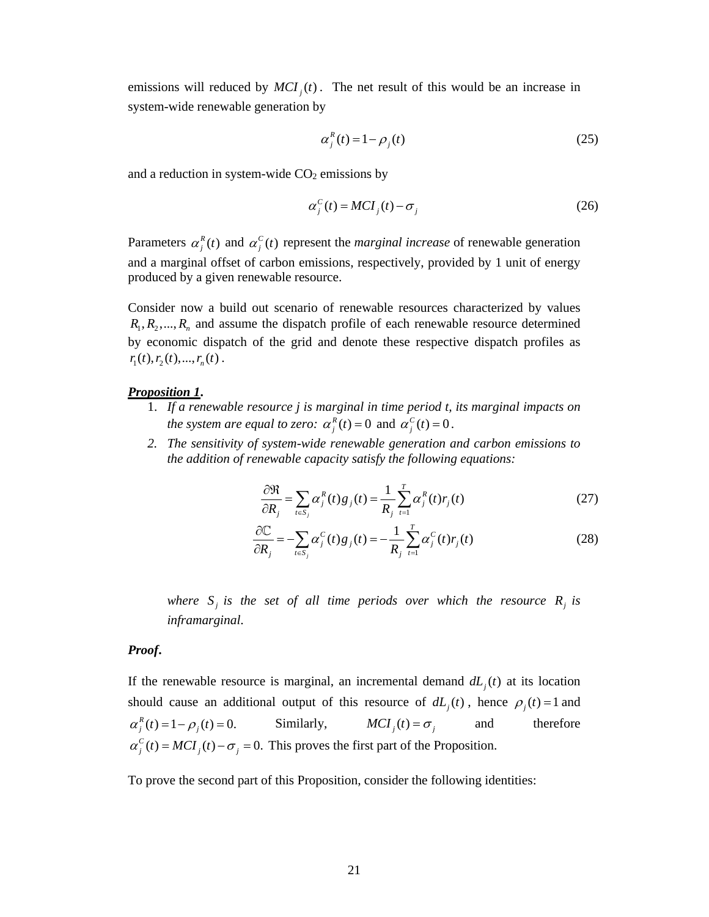emissions will reduced by $MCI_j(t)$. The net result of this would be an increase in system-wide renewable generation by

$$\alpha_j^R(t) = 1 - \rho_j(t) \tag{25}$$

and a reduction in system-wide $CO_2$ emissions by

$$\alpha_j^C(t) = MCI_j(t) - \sigma_j \tag{26}$$

Parameters $\alpha_j^R(t)$ and $\alpha_j^C(t)$ represent the *marginal increase* of renewable generation and a marginal offset of carbon emissions, respectively, provided by 1 unit of energy produced by a given renewable resource.

Consider now a build out scenario of renewable resources characterized by values $R_1, R_2, ..., R_n$ and assume the dispatch profile of each renewable resource determined by economic dispatch of the grid and denote these respective dispatch profiles as $r_1(t), r_2(t), ..., r_n(t)$.

***Proposition 1*.**

1. *If a renewable resource j is marginal in time period t, its marginal impacts on the system are equal to zero:* $\alpha_j^R(t) = 0$ *and* $\alpha_j^C(t) = 0$.
2. *The sensitivity of system-wide renewable generation and carbon emissions to the addition of renewable capacity satisfy the following equations:*

$$\frac{\partial \Re}{\partial R_j} = \sum_{t \in S_j} \alpha_j^R(t) g_j(t) = \frac{1}{R_j} \sum_{t=1}^{T} \alpha_j^R(t) r_j(t) \tag{27}$$

$$\frac{\partial \mathbb{C}}{\partial R_j} = -\sum_{t \in S_j} \alpha_j^C(t) g_j(t) = -\frac{1}{R_j} \sum_{t=1}^{T} \alpha_j^C(t) r_j(t) \tag{28}$$

*where* $S_j$ *is the set of all time periods over which the resource* $R_j$ *is inframarginal.*

***Proof*.**

If the renewable resource is marginal, an incremental demand $dL_j(t)$ at its location should cause an additional output of this resource of $dL_j(t)$, hence $\rho_j(t) = 1$ and $\alpha_j^R(t) = 1 - \rho_j(t) = 0.$ Similarly, $MCI_j(t) = \sigma_j$ and therefore $\alpha_j^C(t) = MCI_j(t) - \sigma_j = 0.$ This proves the first part of the Proposition.

To prove the second part of this Proposition, consider the following identities: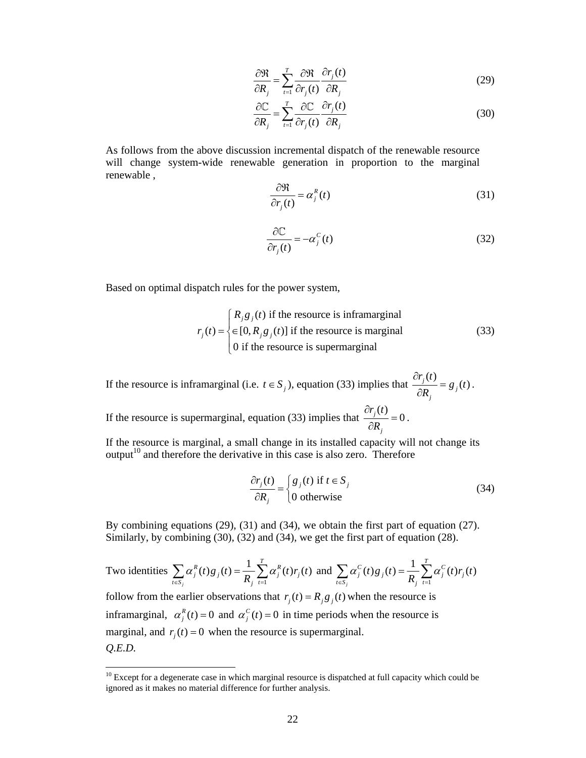$$\frac{\partial \Re}{\partial R_j} = \sum_{t=1}^{T} \frac{\partial \Re}{\partial r_j(t)} \frac{\partial r_j(t)}{\partial R_j} \tag{29}$$

$$\frac{\partial \mathbb{C}}{\partial R_j} = \sum_{t=1}^{T} \frac{\partial \mathbb{C}}{\partial r_j(t)} \frac{\partial r_j(t)}{\partial R_j} \tag{30}$$

As follows from the above discussion incremental dispatch of the renewable resource will change system-wide renewable generation in proportion to the marginal renewable ,

$$\frac{\partial \Re}{\partial r_j(t)} = \alpha_j^R(t) \tag{31}$$

$$\frac{\partial \mathbb{C}}{\partial r_j(t)} = -\alpha_j^C(t) \tag{32}$$

Based on optimal dispatch rules for the power system,

$$r_j(t) = \begin{cases} R_j g_j(t) \text{ if the resource is inframarginal} \\ \in [0, R_j g_j(t)] \text{ if the resource is marginal} \\ 0 \text{ if the resource is supermarginal} \end{cases} \tag{33}$$

If the resource is inframarginal (i.e. $t \in S_j$), equation (33) implies that $\frac{\partial r_j(t)}{\partial R_j} = g_j(t)$.

If the resource is supermarginal, equation (33) implies that $\frac{\partial r_j(t)}{\partial R_j} = 0$.

If the resource is marginal, a small change in its installed capacity will not change its output[10] and therefore the derivative in this case is also zero. Therefore

$$\frac{\partial r_j(t)}{\partial R_j} = \begin{cases} g_j(t) \text{ if } t \in S_j \\ 0 \text{ otherwise} \end{cases} \tag{34}$$

By combining equations (29), (31) and (34), we obtain the first part of equation (27). Similarly, by combining (30), (32) and (34), we get the first part of equation (28).

Two identities $\sum_{t \in S_j} \alpha_j^R(t) g_j(t) = \frac{1}{R_j} \sum_{t=1}^{T} \alpha_j^R(t) r_j(t)$ and $\sum_{t \in S_j} \alpha_j^C(t) g_j(t) = \frac{1}{R_j} \sum_{t=1}^{T} \alpha_j^C(t) r_j(t)$ follow from the earlier observations that $r_j(t) = R_j g_j(t)$ when the resource is inframarginal, $\alpha_j^R(t) = 0$ and $\alpha_j^C(t) = 0$ in time periods when the resource is marginal, and $r_j(t) = 0$ when the resource is supermarginal.

*Q.E.D.*

[10] Except for a degenerate case in which marginal resource is dispatched at full capacity which could be ignored as it makes no material difference for further analysis.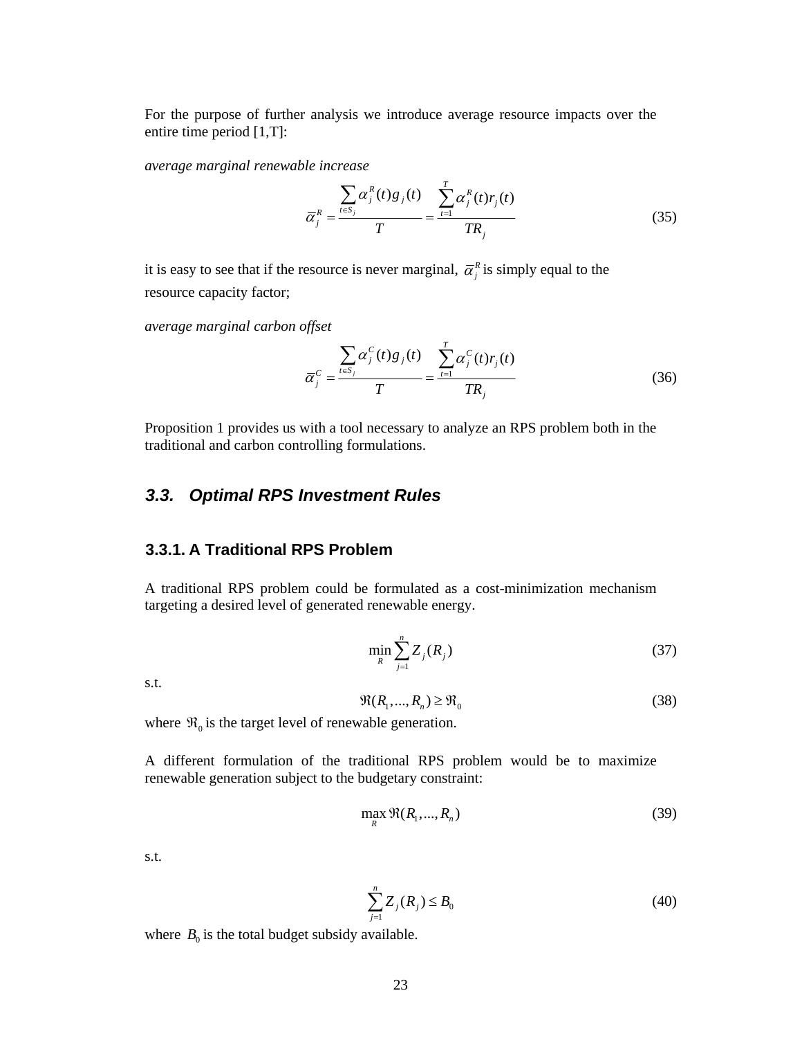For the purpose of further analysis we introduce average resource impacts over the entire time period [1,T]:

*average marginal renewable increase*

$$\bar{\alpha}_j^R = \frac{\sum_{t \in S_j} \alpha_j^R(t) g_j(t)}{T} = \frac{\sum_{t=1}^{T} \alpha_j^R(t) r_j(t)}{TR_j} \tag{35}$$

it is easy to see that if the resource is never marginal, $\bar{\alpha}_j^R$ is simply equal to the resource capacity factor;

*average marginal carbon offset*

$$\bar{\alpha}_j^C = \frac{\sum_{t \in S_j} \alpha_j^C(t) g_j(t)}{T} = \frac{\sum_{t=1}^{T} \alpha_j^C(t) r_j(t)}{TR_j} \tag{36}$$

Proposition 1 provides us with a tool necessary to analyze an RPS problem both in the traditional and carbon controlling formulations.

## 3.3. Optimal RPS Investment Rules

### 3.3.1. A Traditional RPS Problem

A traditional RPS problem could be formulated as a cost-minimization mechanism targeting a desired level of generated renewable energy.

$$\min_R \sum_{j=1}^{n} Z_j(R_j) \tag{37}$$

s.t.

$$\Re(R_1, ..., R_n) \geq \Re_0 \tag{38}$$

where $\Re_0$ is the target level of renewable generation.

A different formulation of the traditional RPS problem would be to maximize renewable generation subject to the budgetary constraint:

$$\max_R \Re(R_1, ..., R_n) \tag{39}$$

s.t.

$$\sum_{j=1}^{n} Z_j(R_j) \leq B_0 \tag{40}$$

where $B_0$ is the total budget subsidy available.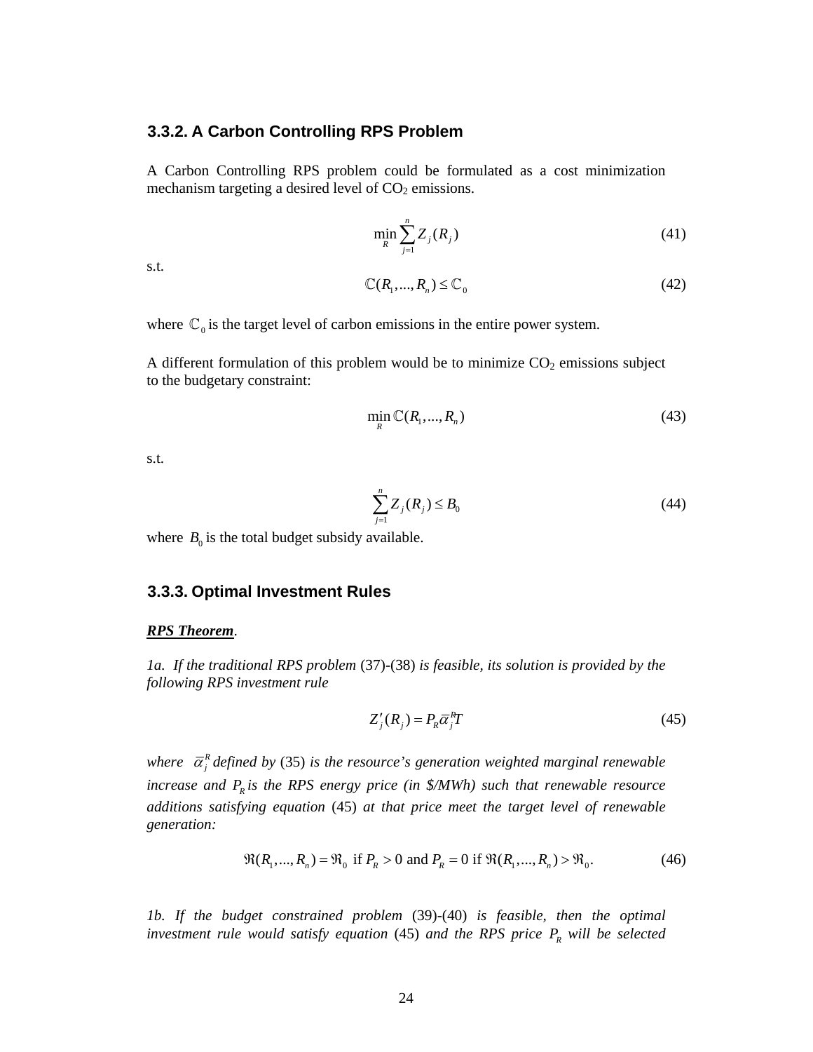### 3.3.2. A Carbon Controlling RPS Problem

A Carbon Controlling RPS problem could be formulated as a cost minimization mechanism targeting a desired level of $CO_2$ emissions.

$$\min_{R} \sum_{j=1}^{n} Z_j(R_j) \tag{41}$$

s.t.

$$\mathbb{C}(R_1,...,R_n) \leq \mathbb{C}_0 \tag{42}$$

where $\mathbb{C}_0$ is the target level of carbon emissions in the entire power system.

A different formulation of this problem would be to minimize $CO_2$ emissions subject to the budgetary constraint:

$$\min_{R} \mathbb{C}(R_1,...,R_n) \tag{43}$$

s.t.

$$\sum_{j=1}^{n} Z_j(R_j) \leq B_0 \tag{44}$$

where $B_0$ is the total budget subsidy available.

### 3.3.3. Optimal Investment Rules

***RPS Theorem***.

*1a. If the traditional RPS problem* (37)-(38) *is feasible, its solution is provided by the following RPS investment rule*

$$Z_j'(R_j) = P_R \overline{\alpha}_j^R T \tag{45}$$

*where* $\overline{\alpha}_j^R$ *defined by* (35) *is the resource's generation weighted marginal renewable increase and* $P_R$ *is the RPS energy price (in \$/MWh) such that renewable resource additions satisfying equation* (45) *at that price meet the target level of renewable generation:*

$$\Re(R_1,...,R_n) = \Re_0 \text{ if } P_R > 0 \text{ and } P_R = 0 \text{ if } \Re(R_1,...,R_n) > \Re_0. \tag{46}$$

*1b. If the budget constrained problem* (39)-(40) *is feasible, then the optimal investment rule would satisfy equation* (45) *and the RPS price* $P_R$ *will be selected*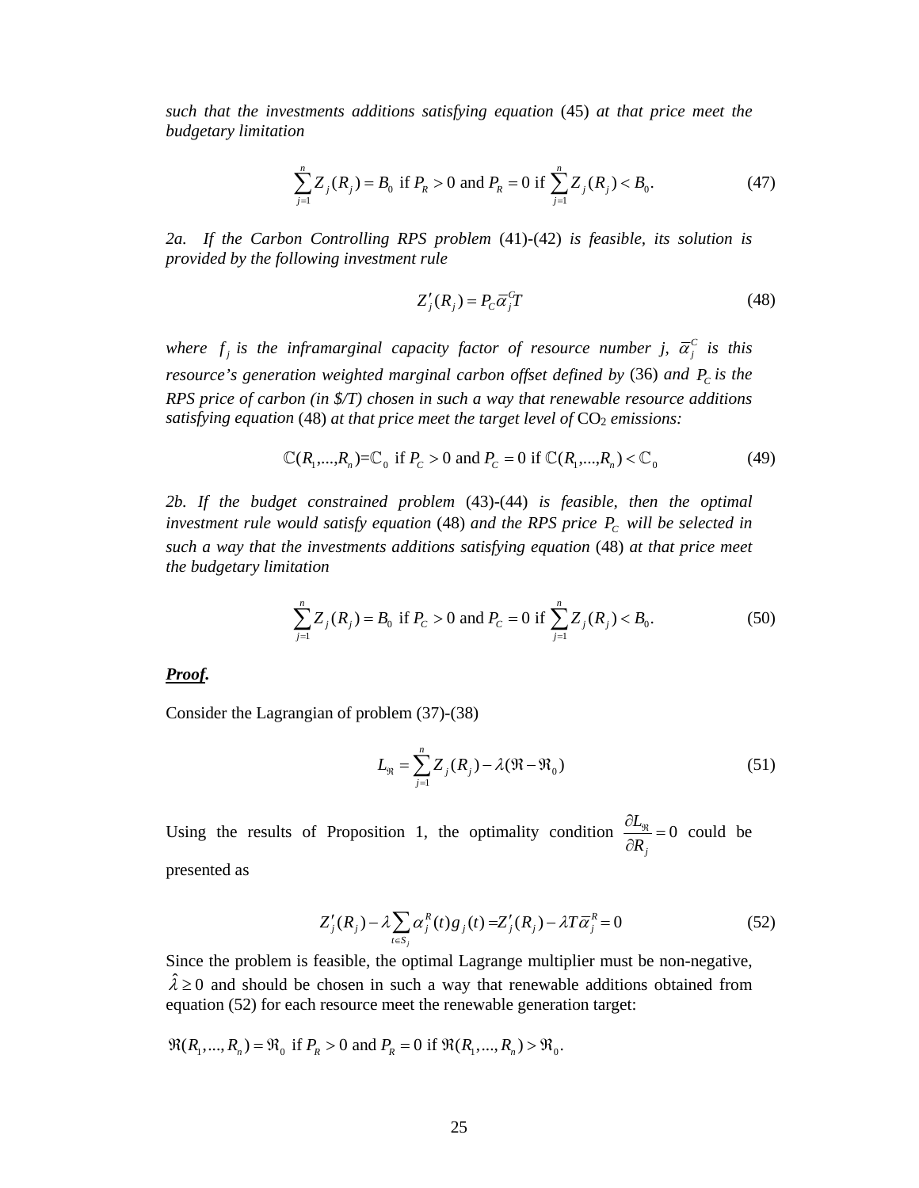*such that the investments additions satisfying equation* (45) *at that price meet the budgetary limitation*

$$\sum_{j=1}^{n} Z_j(R_j) = B_0 \text{ if } P_R > 0 \text{ and } P_R = 0 \text{ if } \sum_{j=1}^{n} Z_j(R_j) < B_0. \tag{47}$$

*2a. If the Carbon Controlling RPS problem* (41)-(42) *is feasible, its solution is provided by the following investment rule*

$$Z_j'(R_j) = P_C \bar{\alpha}_j^C T \tag{48}$$

*where* $f_j$ *is the inframarginal capacity factor of resource number j,* $\bar{\alpha}_j^C$ *is this resource's generation weighted marginal carbon offset defined by* (36) *and* $P_C$ *is the RPS price of carbon (in \$/T) chosen in such a way that renewable resource additions satisfying equation* (48) *at that price meet the target level of* $CO_2$ *emissions:*

$$\mathbb{C}(R_1,...,R_n) = \mathbb{C}_0 \text{ if } P_C > 0 \text{ and } P_C = 0 \text{ if } \mathbb{C}(R_1,...,R_n) < \mathbb{C}_0 \tag{49}$$

*2b. If the budget constrained problem* (43)-(44) *is feasible, then the optimal investment rule would satisfy equation* (48) *and the RPS price* $P_C$ *will be selected in such a way that the investments additions satisfying equation* (48) *at that price meet the budgetary limitation*

$$\sum_{j=1}^{n} Z_j(R_j) = B_0 \text{ if } P_C > 0 \text{ and } P_C = 0 \text{ if } \sum_{j=1}^{n} Z_j(R_j) < B_0. \tag{50}$$

***Proof.***

Consider the Lagrangian of problem (37)-(38)

$$L_{\Re} = \sum_{j=1}^{n} Z_j(R_j) - \lambda(\Re - \Re_0) \tag{51}$$

Using the results of Proposition 1, the optimality condition $\frac{\partial L_{\Re}}{\partial R_j} = 0$ could be presented as

$$Z_j'(R_j) - \lambda \sum_{t \in S_j} \alpha_j^R(t) g_j(t) = Z_j'(R_j) - \lambda T \bar{\alpha}_j^R = 0 \tag{52}$$

Since the problem is feasible, the optimal Lagrange multiplier must be non-negative, $\hat{\lambda} \geq 0$ and should be chosen in such a way that renewable additions obtained from equation (52) for each resource meet the renewable generation target:

$$\Re(R_1,...,R_n) = \Re_0 \text{ if } P_R > 0 \text{ and } P_R = 0 \text{ if } \Re(R_1,...,R_n) > \Re_0.$$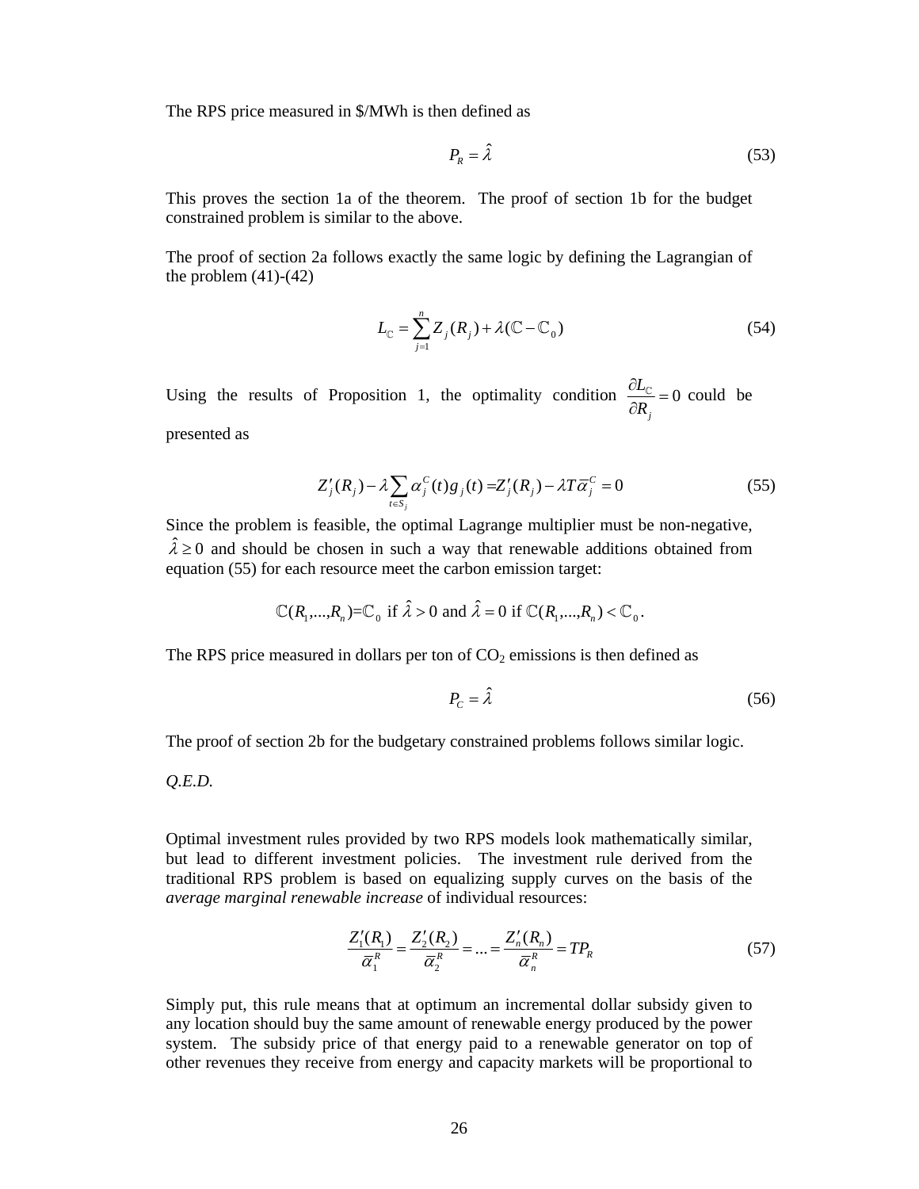The RPS price measured in \$/MWh is then defined as

$$P_R = \hat{\lambda} \tag{53}$$

This proves the section 1a of the theorem. The proof of section 1b for the budget constrained problem is similar to the above.

The proof of section 2a follows exactly the same logic by defining the Lagrangian of the problem (41)-(42)

$$L_{\mathbb{C}} = \sum_{j=1}^{n} Z_j(R_j) + \lambda(\mathbb{C} - \mathbb{C}_0) \tag{54}$$

Using the results of Proposition 1, the optimality condition $\frac{\partial L_{\mathbb{C}}}{\partial R_j} = 0$ could be presented as

$$Z_j'(R_j) - \lambda \sum_{t \in S_j} \alpha_j^C(t) g_j(t) = Z_j'(R_j) - \lambda T \bar{\alpha}_j^C = 0 \tag{55}$$

Since the problem is feasible, the optimal Lagrange multiplier must be non-negative, $\hat{\lambda} \geq 0$ and should be chosen in such a way that renewable additions obtained from equation (55) for each resource meet the carbon emission target:

$$\mathbb{C}(R_1,...,R_n) = \mathbb{C}_0 \text{ if } \hat{\lambda} > 0 \text{ and } \hat{\lambda} = 0 \text{ if } \mathbb{C}(R_1,...,R_n) < \mathbb{C}_0.$$

The RPS price measured in dollars per ton of $CO_2$ emissions is then defined as

$$P_C = \hat{\lambda} \tag{56}$$

The proof of section 2b for the budgetary constrained problems follows similar logic.

*Q.E.D.*

Optimal investment rules provided by two RPS models look mathematically similar, but lead to different investment policies. The investment rule derived from the traditional RPS problem is based on equalizing supply curves on the basis of the *average marginal renewable increase* of individual resources:

$$\frac{Z_1'(R_1)}{\bar{\alpha}_1^R} = \frac{Z_2'(R_2)}{\bar{\alpha}_2^R} = ... = \frac{Z_n'(R_n)}{\bar{\alpha}_n^R} = TP_R \tag{57}$$

Simply put, this rule means that at optimum an incremental dollar subsidy given to any location should buy the same amount of renewable energy produced by the power system. The subsidy price of that energy paid to a renewable generator on top of other revenues they receive from energy and capacity markets will be proportional to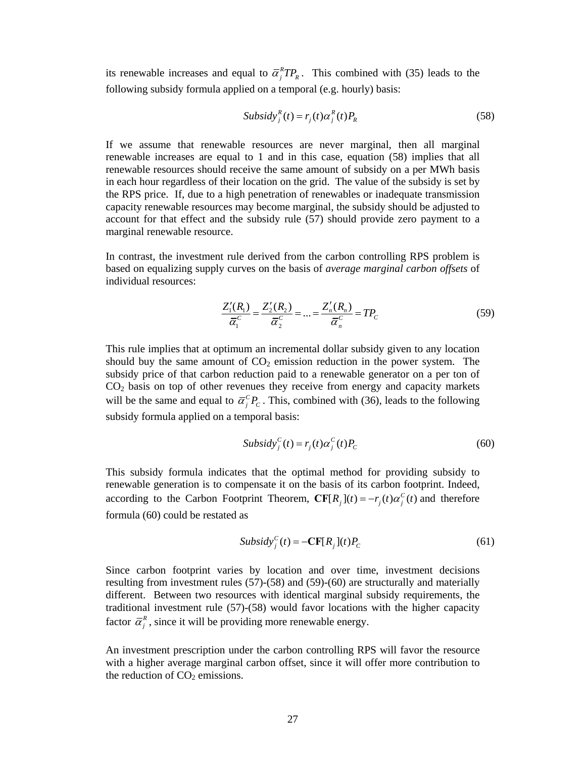its renewable increases and equal to $\bar{\alpha}_j^R TP_R$. This combined with (35) leads to the following subsidy formula applied on a temporal (e.g. hourly) basis:

$$Subsidy_j^R(t) = r_j(t)\alpha_j^R(t)P_R \tag{58}$$

If we assume that renewable resources are never marginal, then all marginal renewable increases are equal to 1 and in this case, equation (58) implies that all renewable resources should receive the same amount of subsidy on a per MWh basis in each hour regardless of their location on the grid. The value of the subsidy is set by the RPS price. If, due to a high penetration of renewables or inadequate transmission capacity renewable resources may become marginal, the subsidy should be adjusted to account for that effect and the subsidy rule (57) should provide zero payment to a marginal renewable resource.

In contrast, the investment rule derived from the carbon controlling RPS problem is based on equalizing supply curves on the basis of *average marginal carbon offsets* of individual resources:

$$\frac{Z_1'(R_1)}{\bar{\alpha}_1^C} = \frac{Z_2'(R_2)}{\bar{\alpha}_2^C} = \ldots = \frac{Z_n'(R_n)}{\bar{\alpha}_n^C} = TP_C \tag{59}$$

This rule implies that at optimum an incremental dollar subsidy given to any location should buy the same amount of $CO_2$ emission reduction in the power system. The subsidy price of that carbon reduction paid to a renewable generator on a per ton of $CO_2$ basis on top of other revenues they receive from energy and capacity markets will be the same and equal to $\bar{\alpha}_j^C P_C$. This, combined with (36), leads to the following subsidy formula applied on a temporal basis:

$$Subsidy_j^C(t) = r_j(t)\alpha_j^C(t)P_C \tag{60}$$

This subsidy formula indicates that the optimal method for providing subsidy to renewable generation is to compensate it on the basis of its carbon footprint. Indeed, according to the Carbon Footprint Theorem, $\mathbf{CF}[R_j](t) = -r_j(t)\alpha_j^C(t)$ and therefore formula (60) could be restated as

$$Subsidy_j^C(t) = -\mathbf{CF}[R_j](t)P_C \tag{61}$$

Since carbon footprint varies by location and over time, investment decisions resulting from investment rules (57)-(58) and (59)-(60) are structurally and materially different. Between two resources with identical marginal subsidy requirements, the traditional investment rule (57)-(58) would favor locations with the higher capacity factor $\bar{\alpha}_j^R$, since it will be providing more renewable energy.

An investment prescription under the carbon controlling RPS will favor the resource with a higher average marginal carbon offset, since it will offer more contribution to the reduction of $CO_2$ emissions.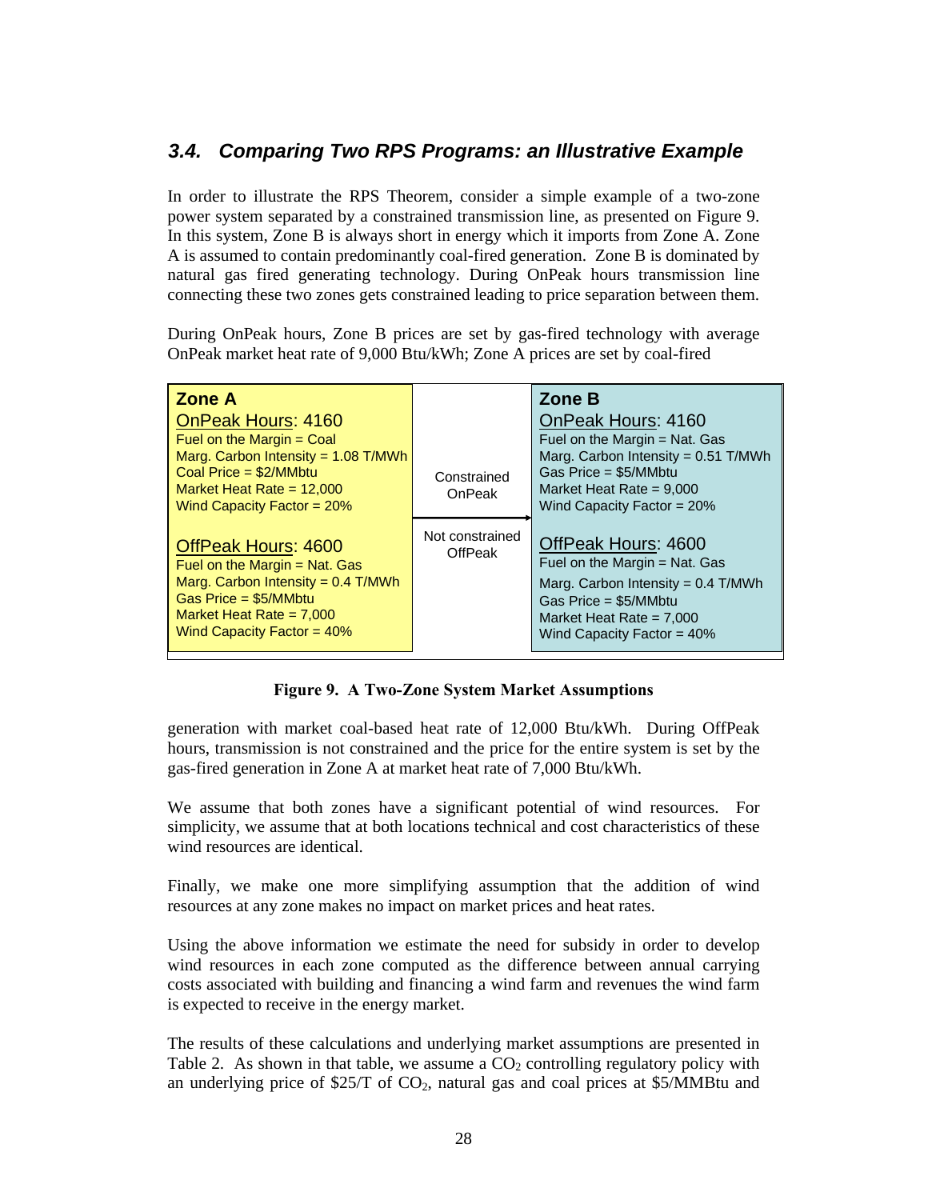### 3.4. Comparing Two RPS Programs: an Illustrative Example

In order to illustrate the RPS Theorem, consider a simple example of a two-zone power system separated by a constrained transmission line, as presented on Figure 9. In this system, Zone B is always short in energy which it imports from Zone A. Zone A is assumed to contain predominantly coal-fired generation. Zone B is dominated by natural gas fired generating technology. During OnPeak hours transmission line connecting these two zones gets constrained leading to price separation between them.

During OnPeak hours, Zone B prices are set by gas-fired technology with average OnPeak market heat rate of 9,000 Btu/kWh; Zone A prices are set by coal-fired generation with market coal-based heat rate of 12,000 Btu/kWh. During OffPeak hours, transmission is not constrained and the price for the entire system is set by the gas-fired generation in Zone A at market heat rate of 7,000 Btu/kWh.

| Zone A | Transmission | Zone B |
|---|---|---|
| **OnPeak Hours: 4160**<br>Fuel on the Margin = Coal<br>Marg. Carbon Intensity = 1.08 T/MWh<br>Coal Price = $2/MMbtu<br>Market Heat Rate = 12,000<br>Wind Capacity Factor = 20% | Constrained OnPeak | **OnPeak Hours: 4160**<br>Fuel on the Margin = Nat. Gas<br>Marg. Carbon Intensity = 0.51 T/MWh<br>Gas Price = $5/MMbtu<br>Market Heat Rate = 9,000<br>Wind Capacity Factor = 20% |
| **OffPeak Hours: 4600**<br>Fuel on the Margin = Nat. Gas<br>Marg. Carbon Intensity = 0.4 T/MWh<br>Gas Price = $5/MMbtu<br>Market Heat Rate = 7,000<br>Wind Capacity Factor = 40% | Not constrained OffPeak | **OffPeak Hours: 4600**<br>Fuel on the Margin = Nat. Gas<br>Marg. Carbon Intensity = 0.4 T/MWh<br>Gas Price = $5/MMbtu<br>Market Heat Rate = 7,000<br>Wind Capacity Factor = 40% |

**Figure 9. A Two-Zone System Market Assumptions**

We assume that both zones have a significant potential of wind resources. For simplicity, we assume that at both locations technical and cost characteristics of these wind resources are identical.

Finally, we make one more simplifying assumption that the addition of wind resources at any zone makes no impact on market prices and heat rates.

Using the above information we estimate the need for subsidy in order to develop wind resources in each zone computed as the difference between annual carrying costs associated with building and financing a wind farm and revenues the wind farm is expected to receive in the energy market.

The results of these calculations and underlying market assumptions are presented in Table 2. As shown in that table, we assume a $CO_2$ controlling regulatory policy with an underlying price of $25/T of $CO_2$, natural gas and coal prices at $5/MMBtu and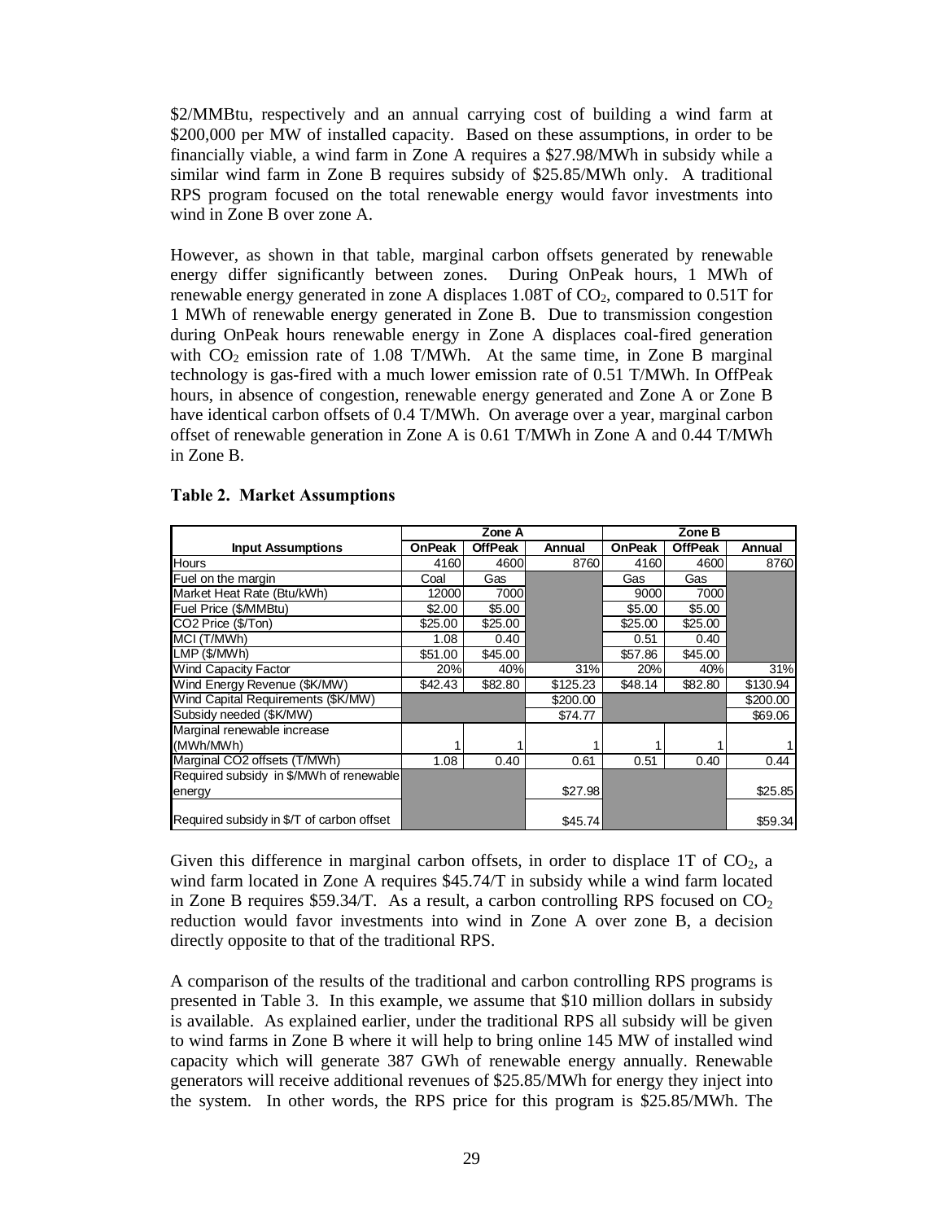\$2/MMBtu, respectively and an annual carrying cost of building a wind farm at \$200,000 per MW of installed capacity. Based on these assumptions, in order to be financially viable, a wind farm in Zone A requires a \$27.98/MWh in subsidy while a similar wind farm in Zone B requires subsidy of \$25.85/MWh only. A traditional RPS program focused on the total renewable energy would favor investments into wind in Zone B over zone A.

However, as shown in that table, marginal carbon offsets generated by renewable energy differ significantly between zones. During OnPeak hours, 1 MWh of renewable energy generated in zone A displaces 1.08T of $CO_2$, compared to 0.51T for 1 MWh of renewable energy generated in Zone B. Due to transmission congestion during OnPeak hours renewable energy in Zone A displaces coal-fired generation with $CO_2$ emission rate of 1.08 T/MWh. At the same time, in Zone B marginal technology is gas-fired with a much lower emission rate of 0.51 T/MWh. In OffPeak hours, in absence of congestion, renewable energy generated and Zone A or Zone B have identical carbon offsets of 0.4 T/MWh. On average over a year, marginal carbon offset of renewable generation in Zone A is 0.61 T/MWh in Zone A and 0.44 T/MWh in Zone B.

**Table 2. Market Assumptions**

| | Zone A | | | Zone B | | |
|---|---|---|---|---|---|---|
| **Input Assumptions** | **OnPeak** | **OffPeak** | **Annual** | **OnPeak** | **OffPeak** | **Annual** |
| Hours | 4160 | 4600 | 8760 | 4160 | 4600 | 8760 |
| Fuel on the margin | Coal | Gas | | Gas | Gas | |
| Market Heat Rate (Btu/kWh) | 12000 | 7000 | | 9000 | 7000 | |
| Fuel Price (\$/MMBtu) | \$2.00 | \$5.00 | | \$5.00 | \$5.00 | |
| CO2 Price (\$/Ton) | \$25.00 | \$25.00 | | \$25.00 | \$25.00 | |
| MCI (T/MWh) | 1.08 | 0.40 | | 0.51 | 0.40 | |
| LMP (\$/MWh) | \$51.00 | \$45.00 | | \$57.86 | \$45.00 | |
| Wind Capacity Factor | 20% | 40% | 31% | 20% | 40% | 31% |
| Wind Energy Revenue (\$K/MW) | \$42.43 | \$82.80 | \$125.23 | \$48.14 | \$82.80 | \$130.94 |
| Wind Capital Requirements (\$K/MW) | | | \$200.00 | | | \$200.00 |
| Subsidy needed (\$K/MW) | | | \$74.77 | | | \$69.06 |
| Marginal renewable increase (MWh/MWh) | 1 | 1 | 1 | 1 | 1 | 1 |
| Marginal CO2 offsets (T/MWh) | 1.08 | 0.40 | 0.61 | 0.51 | 0.40 | 0.44 |
| Required subsidy in \$/MWh of renewable energy | | | \$27.98 | | | \$25.85 |
| Required subsidy in \$/T of carbon offset | | | \$45.74 | | | \$59.34 |

Given this difference in marginal carbon offsets, in order to displace 1T of $CO_2$, a wind farm located in Zone A requires \$45.74/T in subsidy while a wind farm located in Zone B requires \$59.34/T. As a result, a carbon controlling RPS focused on $CO_2$ reduction would favor investments into wind in Zone A over zone B, a decision directly opposite to that of the traditional RPS.

A comparison of the results of the traditional and carbon controlling RPS programs is presented in Table 3. In this example, we assume that \$10 million dollars in subsidy is available. As explained earlier, under the traditional RPS all subsidy will be given to wind farms in Zone B where it will help to bring online 145 MW of installed wind capacity which will generate 387 GWh of renewable energy annually. Renewable generators will receive additional revenues of \$25.85/MWh for energy they inject into the system. In other words, the RPS price for this program is \$25.85/MWh. The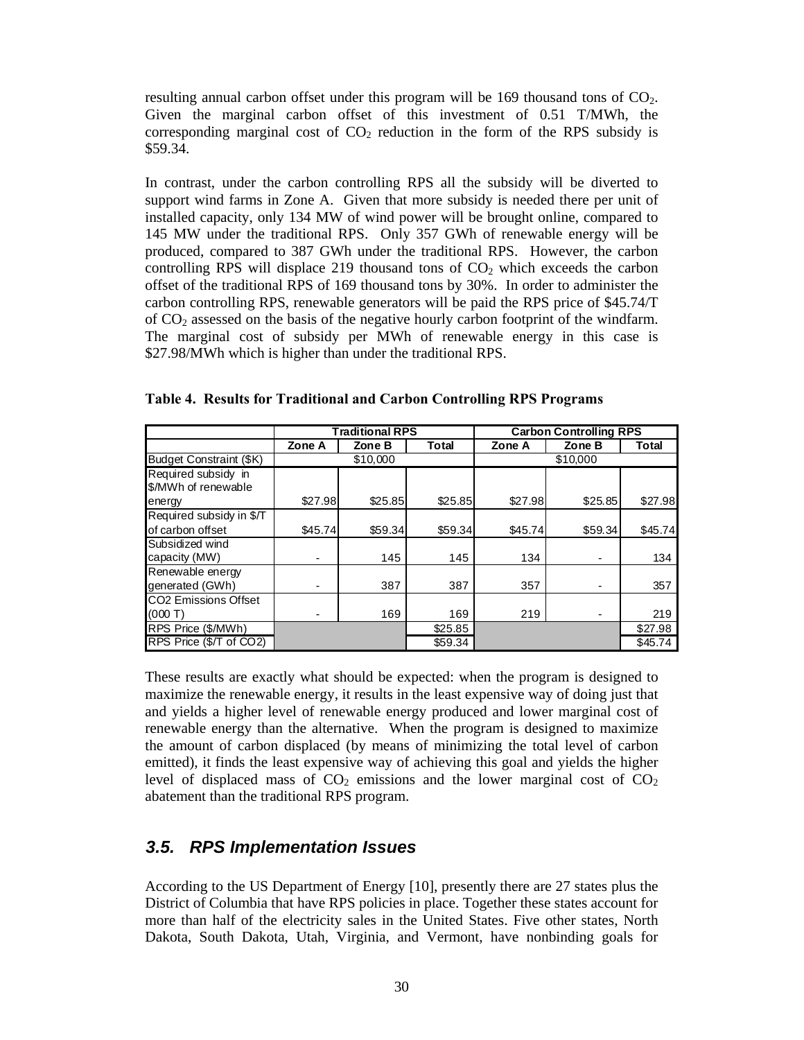resulting annual carbon offset under this program will be 169 thousand tons of $CO_2$. Given the marginal carbon offset of this investment of 0.51 T/MWh, the corresponding marginal cost of $CO_2$ reduction in the form of the RPS subsidy is \$59.34.

In contrast, under the carbon controlling RPS all the subsidy will be diverted to support wind farms in Zone A. Given that more subsidy is needed there per unit of installed capacity, only 134 MW of wind power will be brought online, compared to 145 MW under the traditional RPS. Only 357 GWh of renewable energy will be produced, compared to 387 GWh under the traditional RPS. However, the carbon controlling RPS will displace 219 thousand tons of $CO_2$ which exceeds the carbon offset of the traditional RPS of 169 thousand tons by 30%. In order to administer the carbon controlling RPS, renewable generators will be paid the RPS price of \$45.74/T of $CO_2$ assessed on the basis of the negative hourly carbon footprint of the windfarm. The marginal cost of subsidy per MWh of renewable energy in this case is \$27.98/MWh which is higher than under the traditional RPS.

**Table 4. Results for Traditional and Carbon Controlling RPS Programs**

| | Traditional RPS | | | Carbon Controlling RPS | | |
|---|---|---|---|---|---|---|
| | Zone A | Zone B | Total | Zone A | Zone B | Total |
| Budget Constraint ($K) | $10,000 | | | $10,000 | | |
| Required subsidy in $/MWh of renewable energy | $27.98 | $25.85 | $25.85 | $27.98 | $25.85 | $27.98 |
| Required subsidy in $/T of carbon offset | $45.74 | $59.34 | $59.34 | $45.74 | $59.34 | $45.74 |
| Subsidized wind capacity (MW) | - | 145 | 145 | 134 | - | 134 |
| Renewable energy generated (GWh) | - | 387 | 387 | 357 | - | 357 |
| CO2 Emissions Offset (000 T) | - | 169 | 169 | 219 | - | 219 |
| RPS Price ($/MWh) | | | $25.85 | | | $27.98 |
| RPS Price ($/T of CO2) | | | $59.34 | | | $45.74 |

These results are exactly what should be expected: when the program is designed to maximize the renewable energy, it results in the least expensive way of doing just that and yields a higher level of renewable energy produced and lower marginal cost of renewable energy than the alternative. When the program is designed to maximize the amount of carbon displaced (by means of minimizing the total level of carbon emitted), it finds the least expensive way of achieving this goal and yields the higher level of displaced mass of $CO_2$ emissions and the lower marginal cost of $CO_2$ abatement than the traditional RPS program.

## 3.5. RPS Implementation Issues

According to the US Department of Energy [10], presently there are 27 states plus the District of Columbia that have RPS policies in place. Together these states account for more than half of the electricity sales in the United States. Five other states, North Dakota, South Dakota, Utah, Virginia, and Vermont, have nonbinding goals for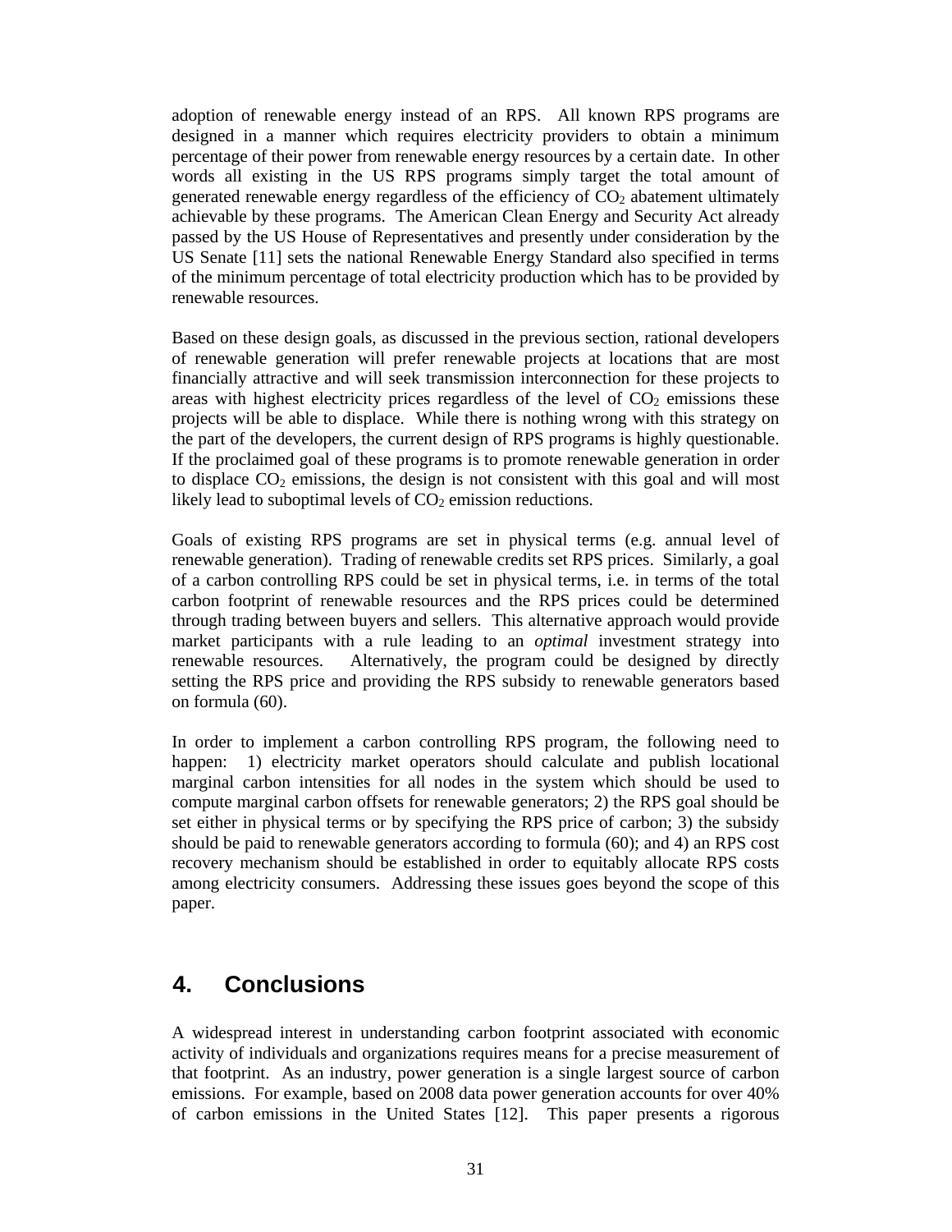adoption of renewable energy instead of an RPS. All known RPS programs are designed in a manner which requires electricity providers to obtain a minimum percentage of their power from renewable energy resources by a certain date. In other words all existing in the US RPS programs simply target the total amount of generated renewable energy regardless of the efficiency of $CO_2$ abatement ultimately achievable by these programs. The American Clean Energy and Security Act already passed by the US House of Representatives and presently under consideration by the US Senate [11] sets the national Renewable Energy Standard also specified in terms of the minimum percentage of total electricity production which has to be provided by renewable resources.

Based on these design goals, as discussed in the previous section, rational developers of renewable generation will prefer renewable projects at locations that are most financially attractive and will seek transmission interconnection for these projects to areas with highest electricity prices regardless of the level of $CO_2$ emissions these projects will be able to displace. While there is nothing wrong with this strategy on the part of the developers, the current design of RPS programs is highly questionable. If the proclaimed goal of these programs is to promote renewable generation in order to displace $CO_2$ emissions, the design is not consistent with this goal and will most likely lead to suboptimal levels of $CO_2$ emission reductions.

Goals of existing RPS programs are set in physical terms (e.g. annual level of renewable generation). Trading of renewable credits set RPS prices. Similarly, a goal of a carbon controlling RPS could be set in physical terms, i.e. in terms of the total carbon footprint of renewable resources and the RPS prices could be determined through trading between buyers and sellers. This alternative approach would provide market participants with a rule leading to an *optimal* investment strategy into renewable resources. Alternatively, the program could be designed by directly setting the RPS price and providing the RPS subsidy to renewable generators based on formula (60).

In order to implement a carbon controlling RPS program, the following need to happen: 1) electricity market operators should calculate and publish locational marginal carbon intensities for all nodes in the system which should be used to compute marginal carbon offsets for renewable generators; 2) the RPS goal should be set either in physical terms or by specifying the RPS price of carbon; 3) the subsidy should be paid to renewable generators according to formula (60); and 4) an RPS cost recovery mechanism should be established in order to equitably allocate RPS costs among electricity consumers. Addressing these issues goes beyond the scope of this paper.

## 4. Conclusions

A widespread interest in understanding carbon footprint associated with economic activity of individuals and organizations requires means for a precise measurement of that footprint. As an industry, power generation is a single largest source of carbon emissions. For example, based on 2008 data power generation accounts for over 40% of carbon emissions in the United States [12]. This paper presents a rigorous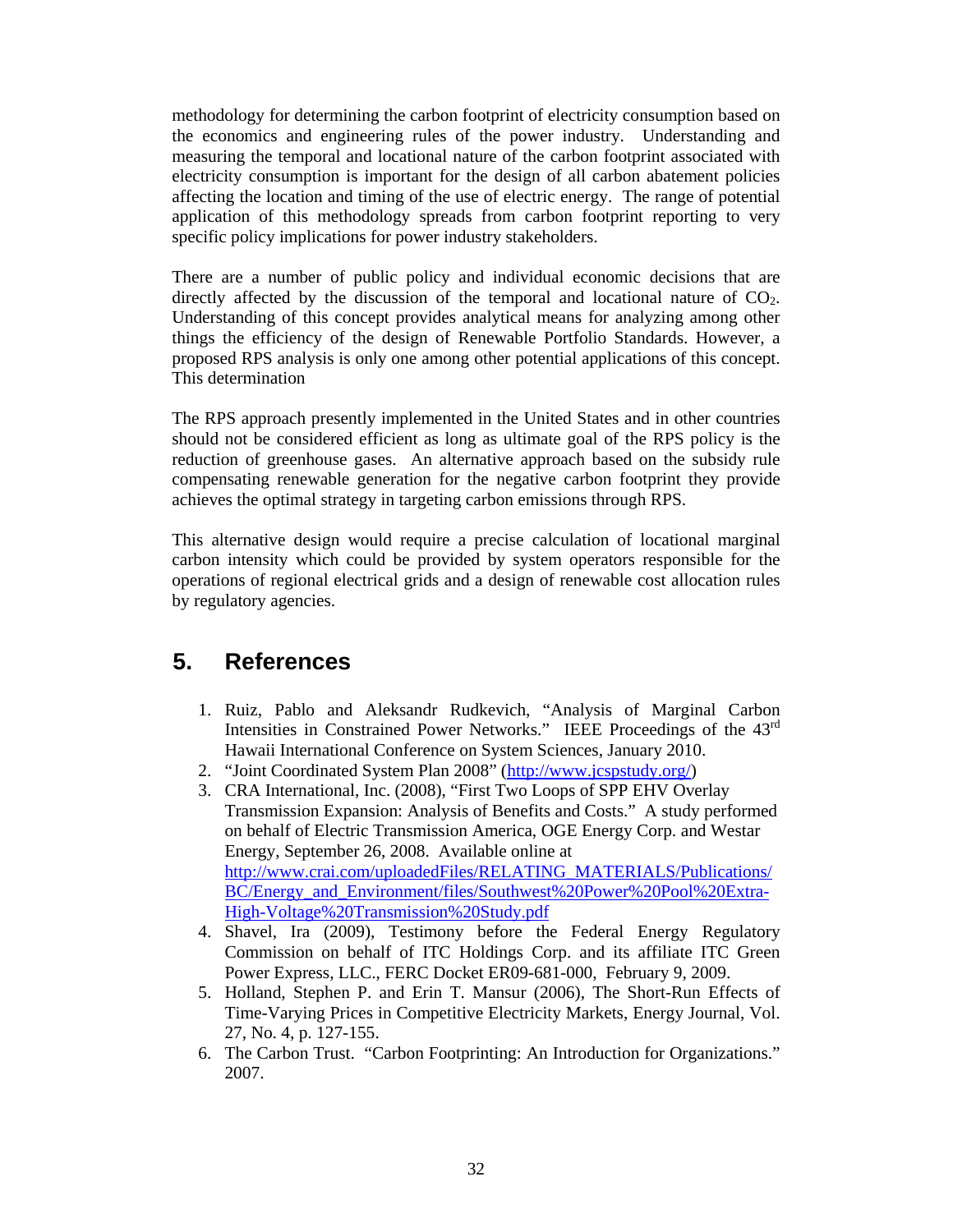methodology for determining the carbon footprint of electricity consumption based on the economics and engineering rules of the power industry. Understanding and measuring the temporal and locational nature of the carbon footprint associated with electricity consumption is important for the design of all carbon abatement policies affecting the location and timing of the use of electric energy. The range of potential application of this methodology spreads from carbon footprint reporting to very specific policy implications for power industry stakeholders.

There are a number of public policy and individual economic decisions that are directly affected by the discussion of the temporal and locational nature of $CO_2$. Understanding of this concept provides analytical means for analyzing among other things the efficiency of the design of Renewable Portfolio Standards. However, a proposed RPS analysis is only one among other potential applications of this concept. This determination

The RPS approach presently implemented in the United States and in other countries should not be considered efficient as long as ultimate goal of the RPS policy is the reduction of greenhouse gases. An alternative approach based on the subsidy rule compensating renewable generation for the negative carbon footprint they provide achieves the optimal strategy in targeting carbon emissions through RPS.

This alternative design would require a precise calculation of locational marginal carbon intensity which could be provided by system operators responsible for the operations of regional electrical grids and a design of renewable cost allocation rules by regulatory agencies.

## 5. References

1. Ruiz, Pablo and Aleksandr Rudkevich, "Analysis of Marginal Carbon Intensities in Constrained Power Networks." IEEE Proceedings of the 43rd Hawaii International Conference on System Sciences, January 2010.
2. "Joint Coordinated System Plan 2008" (http://www.jcspstudy.org/)
3. CRA International, Inc. (2008), "First Two Loops of SPP EHV Overlay Transmission Expansion: Analysis of Benefits and Costs." A study performed on behalf of Electric Transmission America, OGE Energy Corp. and Westar Energy, September 26, 2008. Available online at http://www.crai.com/uploadedFiles/RELATING_MATERIALS/Publications/BC/Energy_and_Environment/files/Southwest%20Power%20Pool%20Extra-High-Voltage%20Transmission%20Study.pdf
4. Shavel, Ira (2009), Testimony before the Federal Energy Regulatory Commission on behalf of ITC Holdings Corp. and its affiliate ITC Green Power Express, LLC., FERC Docket ER09-681-000, February 9, 2009.
5. Holland, Stephen P. and Erin T. Mansur (2006), The Short-Run Effects of Time-Varying Prices in Competitive Electricity Markets, Energy Journal, Vol. 27, No. 4, p. 127-155.
6. The Carbon Trust. "Carbon Footprinting: An Introduction for Organizations." 2007.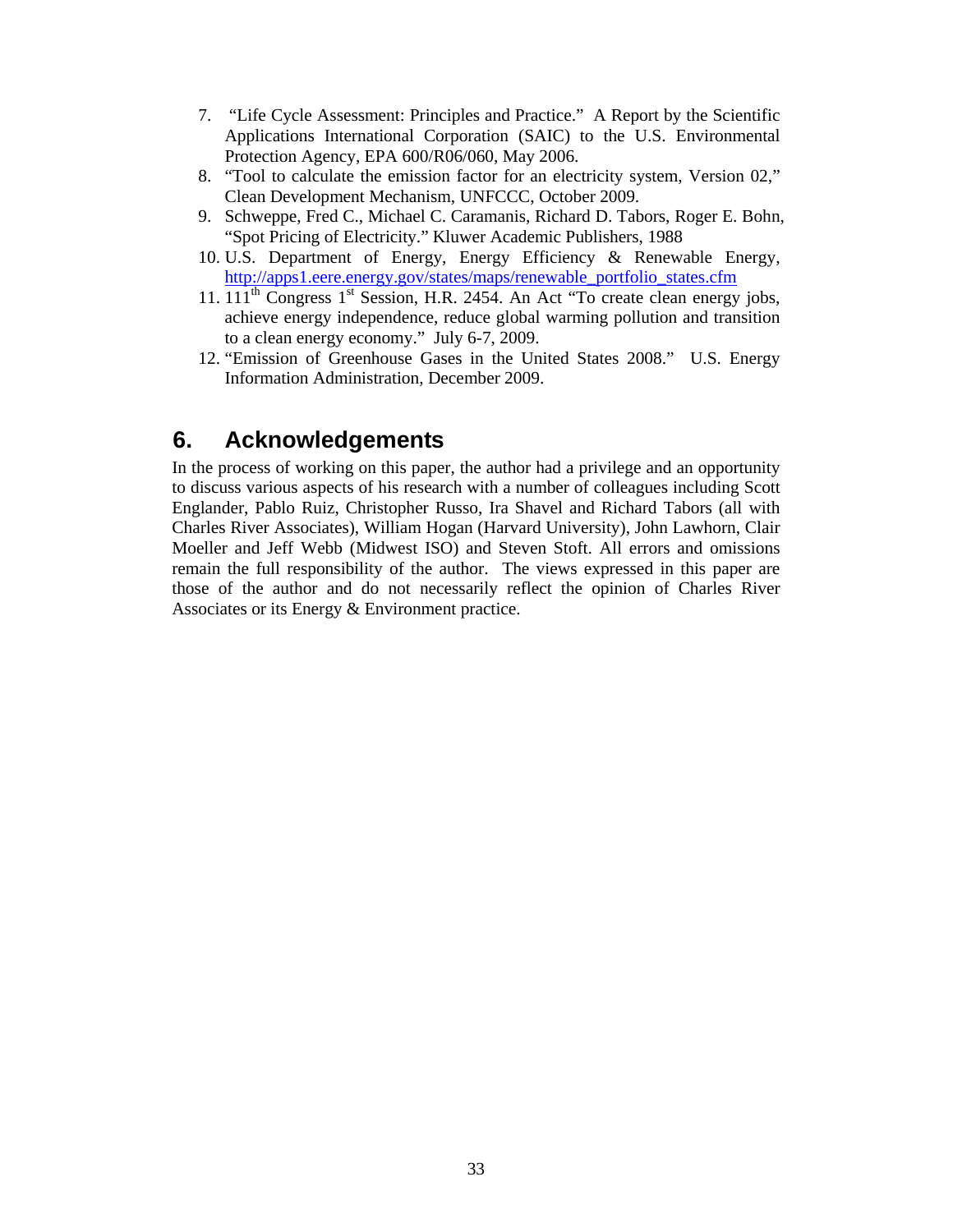7. "Life Cycle Assessment: Principles and Practice." A Report by the Scientific Applications International Corporation (SAIC) to the U.S. Environmental Protection Agency, EPA 600/R06/060, May 2006.
8. "Tool to calculate the emission factor for an electricity system, Version 02," Clean Development Mechanism, UNFCCC, October 2009.
9. Schweppe, Fred C., Michael C. Caramanis, Richard D. Tabors, Roger E. Bohn, "Spot Pricing of Electricity." Kluwer Academic Publishers, 1988
10. U.S. Department of Energy, Energy Efficiency & Renewable Energy, http://apps1.eere.energy.gov/states/maps/renewable_portfolio_states.cfm
11. 111th Congress 1st Session, H.R. 2454. An Act "To create clean energy jobs, achieve energy independence, reduce global warming pollution and transition to a clean energy economy." July 6-7, 2009.
12. "Emission of Greenhouse Gases in the United States 2008." U.S. Energy Information Administration, December 2009.

## 6. Acknowledgements

In the process of working on this paper, the author had a privilege and an opportunity to discuss various aspects of his research with a number of colleagues including Scott Englander, Pablo Ruiz, Christopher Russo, Ira Shavel and Richard Tabors (all with Charles River Associates), William Hogan (Harvard University), John Lawhorn, Clair Moeller and Jeff Webb (Midwest ISO) and Steven Stoft. All errors and omissions remain the full responsibility of the author. The views expressed in this paper are those of the author and do not necessarily reflect the opinion of Charles River Associates or its Energy & Environment practice.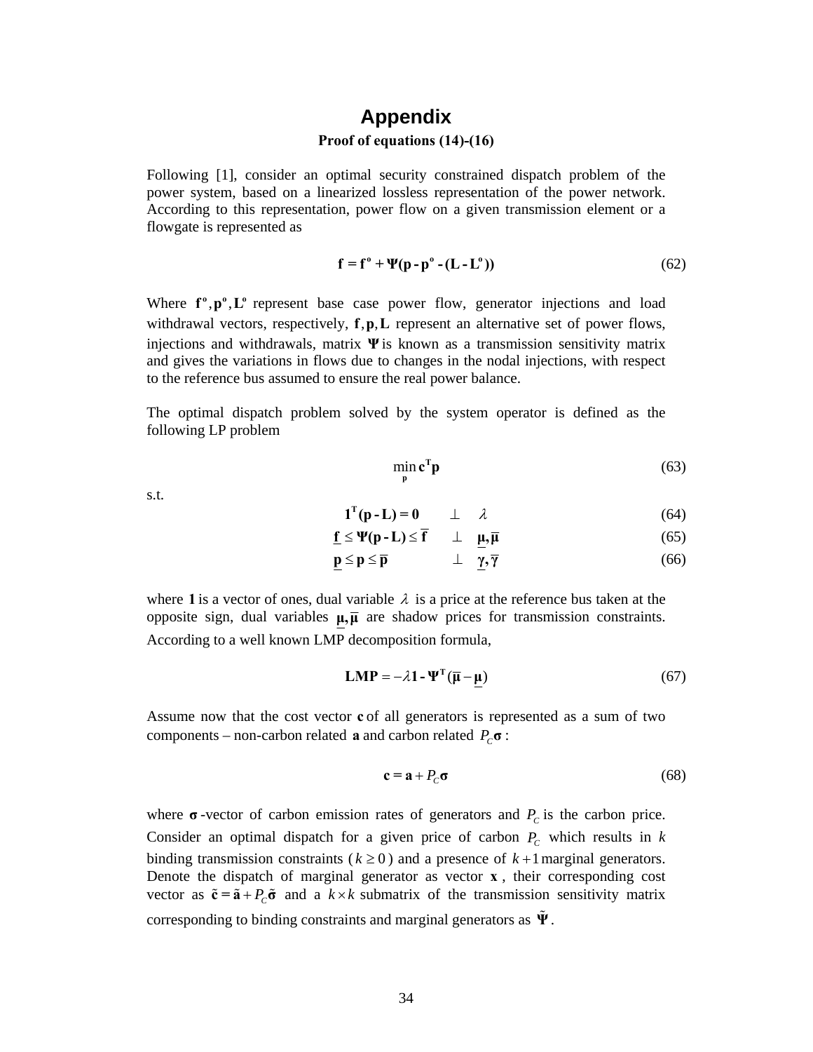# Appendix

### Proof of equations (14)-(16)

Following [1], consider an optimal security constrained dispatch problem of the power system, based on a linearized lossless representation of the power network. According to this representation, power flow on a given transmission element or a flowgate is represented as

$$\mathbf{f} = \mathbf{f^o} + \mathbf{\Psi}(\mathbf{p} - \mathbf{p^o} - (\mathbf{L} - \mathbf{L^o})) \tag{62}$$

Where $\mathbf{f^o}, \mathbf{p^o}, \mathbf{L^o}$ represent base case power flow, generator injections and load withdrawal vectors, respectively, $\mathbf{f}, \mathbf{p}, \mathbf{L}$ represent an alternative set of power flows, injections and withdrawals, matrix $\mathbf{\Psi}$ is known as a transmission sensitivity matrix and gives the variations in flows due to changes in the nodal injections, with respect to the reference bus assumed to ensure the real power balance.

The optimal dispatch problem solved by the system operator is defined as the following LP problem

$$\min_{\mathbf{p}} \mathbf{c^T p} \tag{63}$$

s.t.

$$\mathbf{1^T}(\mathbf{p} - \mathbf{L}) = \mathbf{0} \quad \perp \quad \lambda \tag{64}$$

$$\underline{\mathbf{f}} \le \mathbf{\Psi}(\mathbf{p} - \mathbf{L}) \le \overline{\mathbf{f}} \quad \perp \quad \underline{\boldsymbol{\mu}}, \overline{\boldsymbol{\mu}} \tag{65}$$

$$\underline{\mathbf{p}} \le \mathbf{p} \le \overline{\mathbf{p}} \quad \perp \quad \underline{\boldsymbol{\gamma}}, \overline{\boldsymbol{\gamma}} \tag{66}$$

where $\mathbf{1}$ is a vector of ones, dual variable $\lambda$ is a price at the reference bus taken at the opposite sign, dual variables $\underline{\boldsymbol{\mu}}, \overline{\boldsymbol{\mu}}$ are shadow prices for transmission constraints. According to a well known LMP decomposition formula,

$$\mathbf{LMP} = -\lambda \mathbf{1} - \mathbf{\Psi^T}(\overline{\boldsymbol{\mu}} - \underline{\boldsymbol{\mu}}) \tag{67}$$

Assume now that the cost vector $\mathbf{c}$ of all generators is represented as a sum of two components – non-carbon related $\mathbf{a}$ and carbon related $P_C\boldsymbol{\sigma}$ :

$$\mathbf{c} = \mathbf{a} + P_C \boldsymbol{\sigma} \tag{68}$$

where $\boldsymbol{\sigma}$-vector of carbon emission rates of generators and $P_C$ is the carbon price. Consider an optimal dispatch for a given price of carbon $P_C$ which results in $k$ binding transmission constraints ($k \ge 0$) and a presence of $k+1$ marginal generators. Denote the dispatch of marginal generator as vector $\mathbf{x}$, their corresponding cost vector as $\tilde{\mathbf{c}} = \tilde{\mathbf{a}} + P_C \tilde{\boldsymbol{\sigma}}$ and a $k \times k$ submatrix of the transmission sensitivity matrix corresponding to binding constraints and marginal generators as $\tilde{\mathbf{\Psi}}$.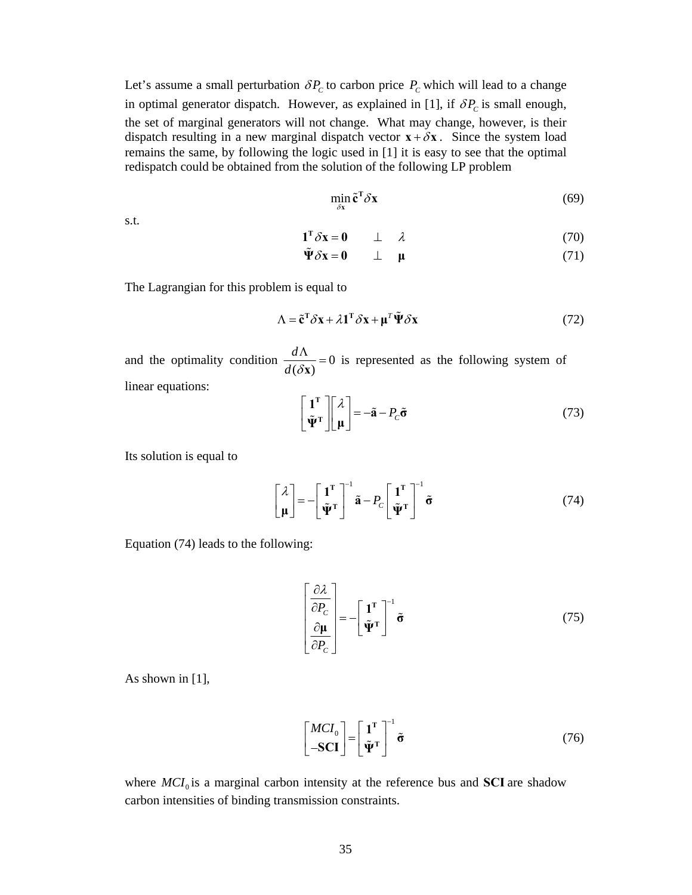Let's assume a small perturbation $\delta P_C$ to carbon price $P_C$ which will lead to a change in optimal generator dispatch. However, as explained in [1], if $\delta P_C$ is small enough, the set of marginal generators will not change. What may change, however, is their dispatch resulting in a new marginal dispatch vector $\mathbf{x} + \delta \mathbf{x}$. Since the system load remains the same, by following the logic used in [1] it is easy to see that the optimal redispatch could be obtained from the solution of the following LP problem

$$\min_{\delta \mathbf{x}} \tilde{\mathbf{c}}^{\mathbf{T}} \delta \mathbf{x} \tag{69}$$

s.t.

$$\mathbf{1}^{\mathbf{T}} \delta \mathbf{x} = \mathbf{0} \qquad \perp \quad \lambda \tag{70}$$

$$\tilde{\mathbf{\Psi}} \delta \mathbf{x} = \mathbf{0} \qquad \perp \quad \boldsymbol{\mu} \tag{71}$$

The Lagrangian for this problem is equal to

$$\Lambda = \tilde{\mathbf{c}}^{\mathbf{T}} \delta \mathbf{x} + \lambda \mathbf{1}^{\mathbf{T}} \delta \mathbf{x} + \boldsymbol{\mu}^T \tilde{\mathbf{\Psi}} \delta \mathbf{x} \tag{72}$$

and the optimality condition $\dfrac{d\Lambda}{d(\delta \mathbf{x})} = 0$ is represented as the following system of linear equations:

$$\begin{bmatrix} \mathbf{1}^{\mathbf{T}} \\ \tilde{\mathbf{\Psi}}^{\mathbf{T}} \end{bmatrix} \begin{bmatrix} \lambda \\ \boldsymbol{\mu} \end{bmatrix} = -\tilde{\mathbf{a}} - P_C \tilde{\boldsymbol{\sigma}} \tag{73}$$

Its solution is equal to

$$\begin{bmatrix} \lambda \\ \boldsymbol{\mu} \end{bmatrix} = -\begin{bmatrix} \mathbf{1}^{\mathbf{T}} \\ \tilde{\mathbf{\Psi}}^{\mathbf{T}} \end{bmatrix}^{-1} \tilde{\mathbf{a}} - P_C \begin{bmatrix} \mathbf{1}^{\mathbf{T}} \\ \tilde{\mathbf{\Psi}}^{\mathbf{T}} \end{bmatrix}^{-1} \tilde{\boldsymbol{\sigma}} \tag{74}$$

Equation (74) leads to the following:

$$\begin{bmatrix} \dfrac{\partial \lambda}{\partial P_C} \\ \dfrac{\partial \boldsymbol{\mu}}{\partial P_C} \end{bmatrix} = -\begin{bmatrix} \mathbf{1}^{\mathbf{T}} \\ \tilde{\mathbf{\Psi}}^{\mathbf{T}} \end{bmatrix}^{-1} \tilde{\boldsymbol{\sigma}} \tag{75}$$

As shown in [1],

$$\begin{bmatrix} MCI_0 \\ -\mathbf{SCI} \end{bmatrix} = \begin{bmatrix} \mathbf{1}^{\mathbf{T}} \\ \tilde{\mathbf{\Psi}}^{\mathbf{T}} \end{bmatrix}^{-1} \tilde{\boldsymbol{\sigma}} \tag{76}$$

where $MCI_0$ is a marginal carbon intensity at the reference bus and $\mathbf{SCI}$ are shadow carbon intensities of binding transmission constraints.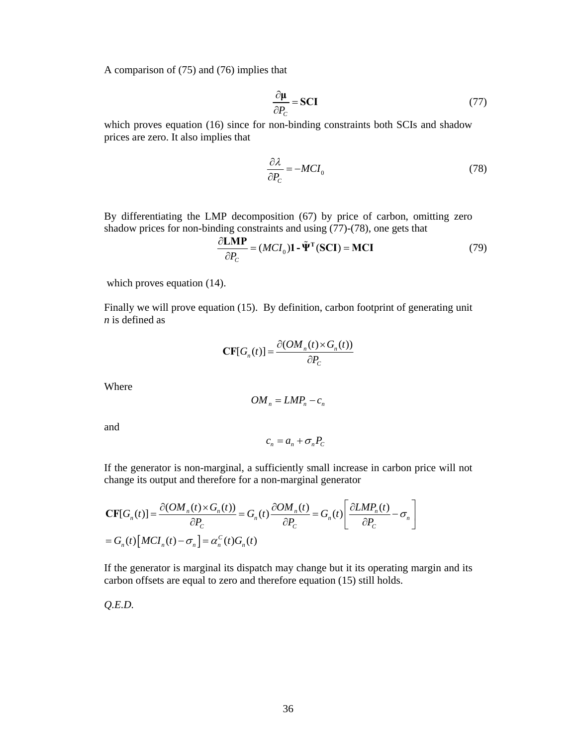A comparison of (75) and (76) implies that

$$\frac{\partial \boldsymbol{\mu}}{\partial P_C} = \mathbf{SCI} \tag{77}$$

which proves equation (16) since for non-binding constraints both SCIs and shadow prices are zero. It also implies that

$$\frac{\partial \lambda}{\partial P_C} = -MCI_0 \tag{78}$$

By differentiating the LMP decomposition (67) by price of carbon, omitting zero shadow prices for non-binding constraints and using (77)-(78), one gets that

$$\frac{\partial \mathbf{LMP}}{\partial P_C} = (MCI_0)\mathbf{1} - \tilde{\boldsymbol{\Psi}}^{\mathbf{T}}(\mathbf{SCI}) = \mathbf{MCI} \tag{79}$$

which proves equation (14).

Finally we will prove equation (15). By definition, carbon footprint of generating unit *n* is defined as

$$\mathbf{CF}[G_n(t)] = \frac{\partial (OM_n(t) \times G_n(t))}{\partial P_C}$$

Where

$$OM_n = LMP_n - c_n$$

and

$$c_n = a_n + \sigma_n P_C$$

If the generator is non-marginal, a sufficiently small increase in carbon price will not change its output and therefore for a non-marginal generator

$$\mathbf{CF}[G_n(t)] = \frac{\partial (OM_n(t) \times G_n(t))}{\partial P_C} = G_n(t)\frac{\partial OM_n(t)}{\partial P_C} = G_n(t)\left[\frac{\partial LMP_n(t)}{\partial P_C} - \sigma_n\right]$$
$$= G_n(t)\left[MCI_n(t) - \sigma_n\right] = \alpha_n^C(t) G_n(t)$$

If the generator is marginal its dispatch may change but it its operating margin and its carbon offsets are equal to zero and therefore equation (15) still holds.

*Q.E.D.*